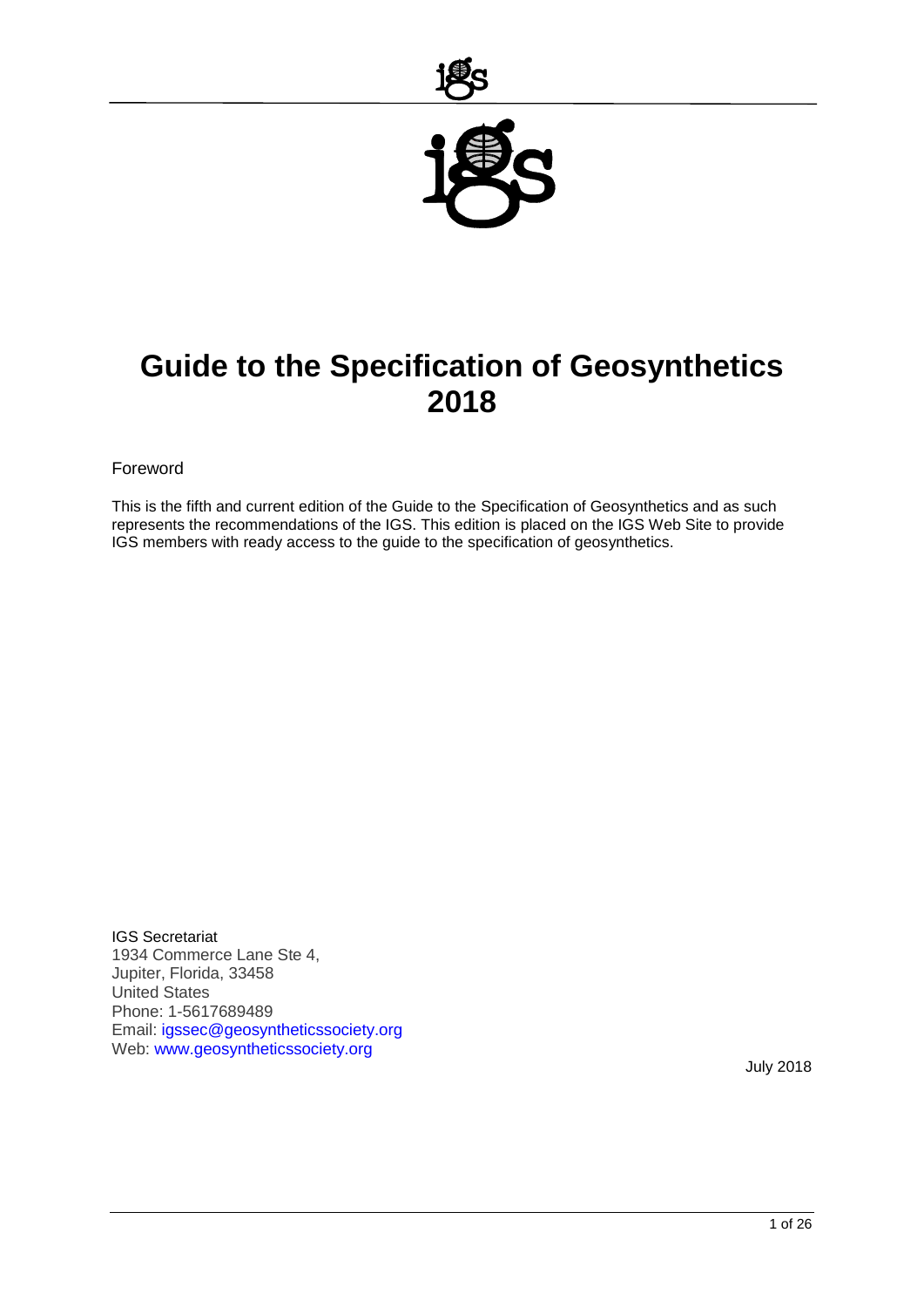# Guide to the Specification of Geosynthetics 2018

Foreword

This is the fifth and current edition of the Guide to the Specification of Geosynthetics and as such represents the recommendations of the IGS. This edition is placed on the IGS Web Site to provide IGS members with ready access to the guide to the specification of geosynthetics.

IGS Secretariat
1934 Commerce Lane Ste 4,
Jupiter, Florida, 33458
United States
Phone: 1-5617689489
Email: igssec@geosyntheticssociety.org
Web: www.geosyntheticssociety.org

July 2018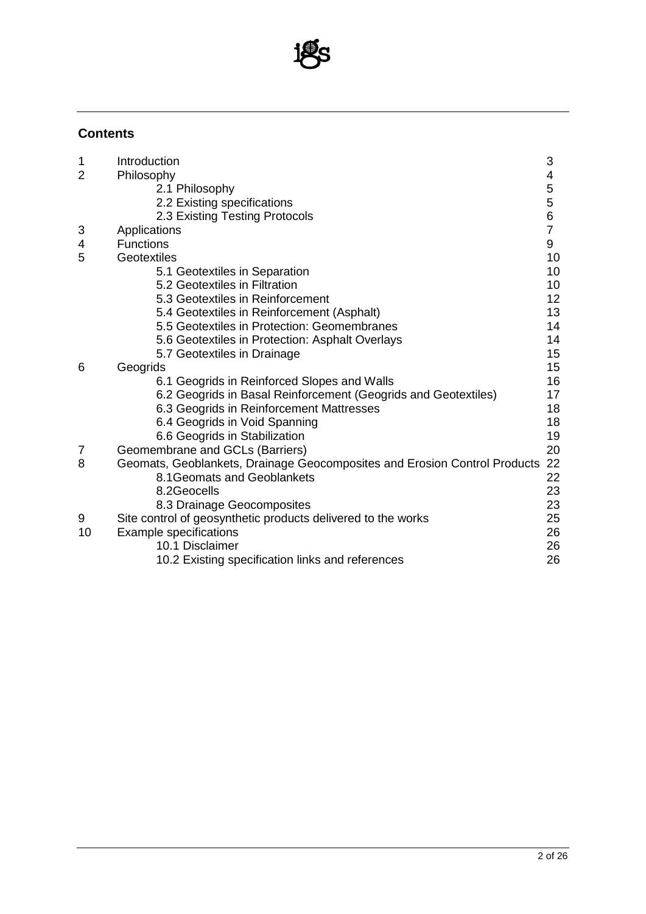## Contents

| | | |
|---|---|---|
| 1 | Introduction | 3 |
| 2 | Philosophy | 4 |
| | 2.1 Philosophy | 5 |
| | 2.2 Existing specifications | 5 |
| | 2.3 Existing Testing Protocols | 6 |
| 3 | Applications | 7 |
| 4 | Functions | 9 |
| 5 | Geotextiles | 10 |
| | 5.1 Geotextiles in Separation | 10 |
| | 5.2 Geotextiles in Filtration | 10 |
| | 5.3 Geotextiles in Reinforcement | 12 |
| | 5.4 Geotextiles in Reinforcement (Asphalt) | 13 |
| | 5.5 Geotextiles in Protection: Geomembranes | 14 |
| | 5.6 Geotextiles in Protection: Asphalt Overlays | 14 |
| | 5.7 Geotextiles in Drainage | 15 |
| 6 | Geogrids | 15 |
| | 6.1 Geogrids in Reinforced Slopes and Walls | 16 |
| | 6.2 Geogrids in Basal Reinforcement (Geogrids and Geotextiles) | 17 |
| | 6.3 Geogrids in Reinforcement Mattresses | 18 |
| | 6.4 Geogrids in Void Spanning | 18 |
| | 6.6 Geogrids in Stabilization | 19 |
| 7 | Geomembrane and GCLs (Barriers) | 20 |
| 8 | Geomats, Geoblankets, Drainage Geocomposites and Erosion Control Products | 22 |
| | 8.1Geomats and Geoblankets | 22 |
| | 8.2Geocells | 23 |
| | 8.3 Drainage Geocomposites | 23 |
| 9 | Site control of geosynthetic products delivered to the works | 25 |
| 10 | Example specifications | 26 |
| | 10.1 Disclaimer | 26 |
| | 10.2 Existing specification links and references | 26 |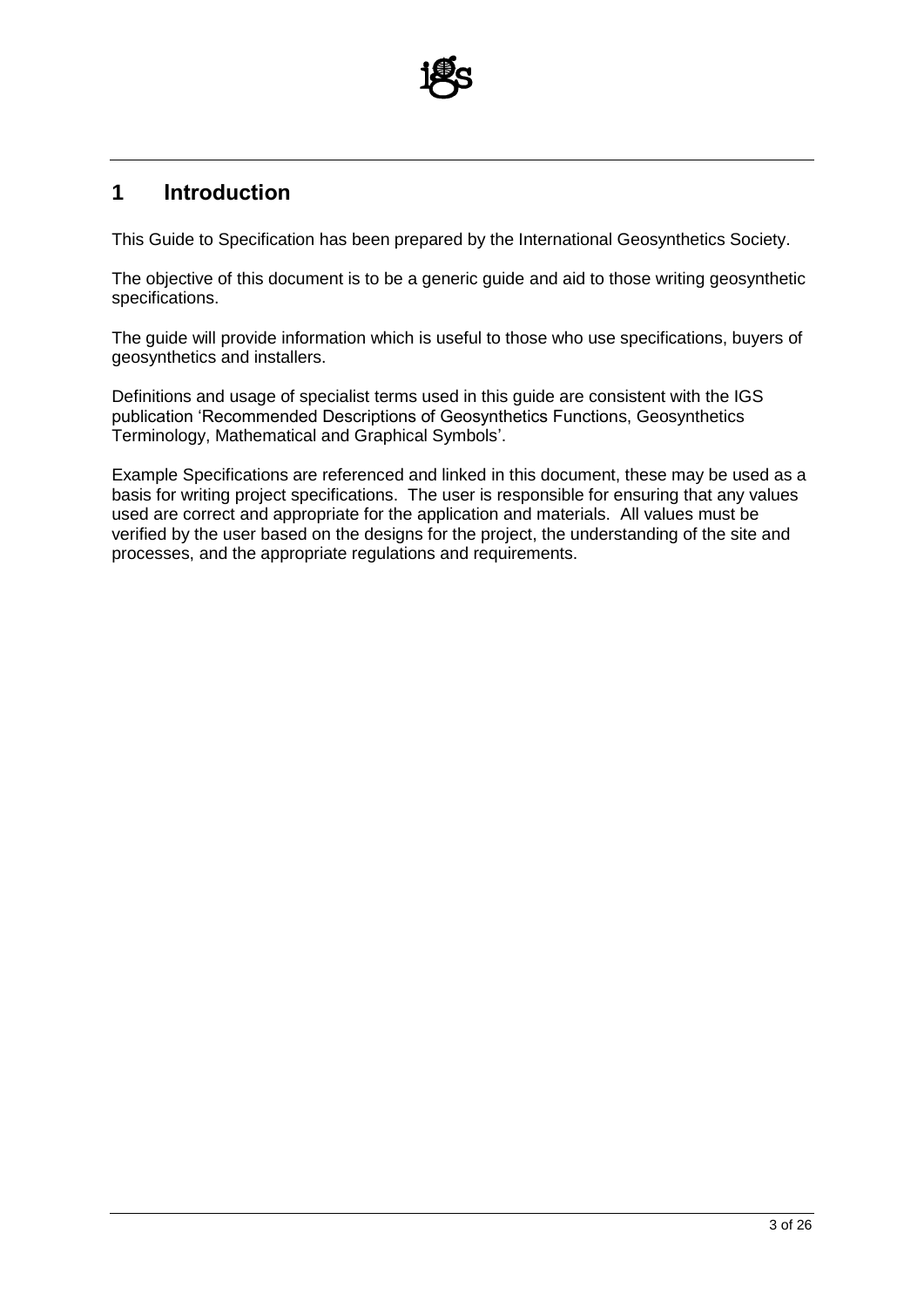# 1 Introduction

This Guide to Specification has been prepared by the International Geosynthetics Society.

The objective of this document is to be a generic guide and aid to those writing geosynthetic specifications.

The guide will provide information which is useful to those who use specifications, buyers of geosynthetics and installers.

Definitions and usage of specialist terms used in this guide are consistent with the IGS publication 'Recommended Descriptions of Geosynthetics Functions, Geosynthetics Terminology, Mathematical and Graphical Symbols'.

Example Specifications are referenced and linked in this document, these may be used as a basis for writing project specifications. The user is responsible for ensuring that any values used are correct and appropriate for the application and materials. All values must be verified by the user based on the designs for the project, the understanding of the site and processes, and the appropriate regulations and requirements.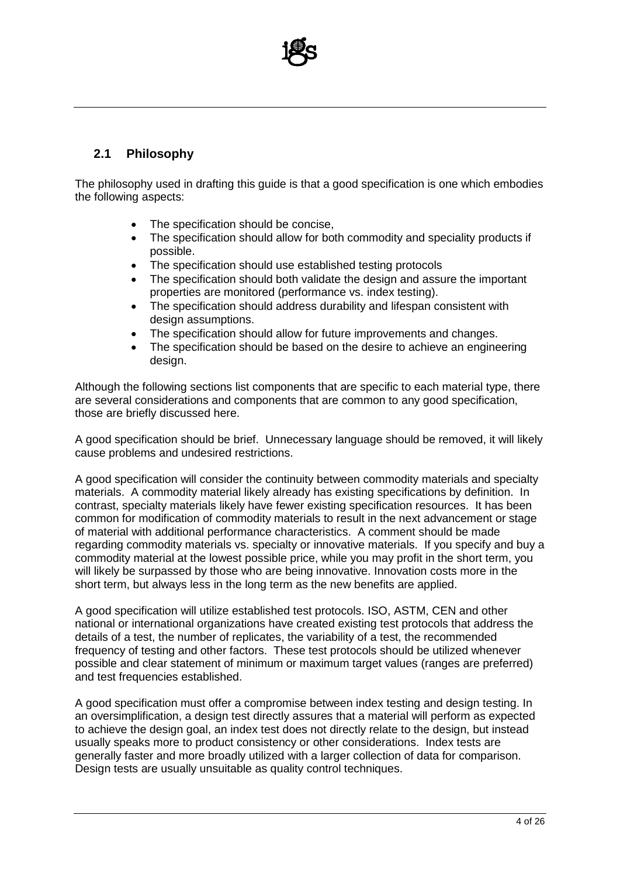## 2.1 Philosophy

The philosophy used in drafting this guide is that a good specification is one which embodies the following aspects:

- The specification should be concise,
- The specification should allow for both commodity and speciality products if possible.
- The specification should use established testing protocols
- The specification should both validate the design and assure the important properties are monitored (performance vs. index testing).
- The specification should address durability and lifespan consistent with design assumptions.
- The specification should allow for future improvements and changes.
- The specification should be based on the desire to achieve an engineering design.

Although the following sections list components that are specific to each material type, there are several considerations and components that are common to any good specification, those are briefly discussed here.

A good specification should be brief. Unnecessary language should be removed, it will likely cause problems and undesired restrictions.

A good specification will consider the continuity between commodity materials and specialty materials. A commodity material likely already has existing specifications by definition. In contrast, specialty materials likely have fewer existing specification resources. It has been common for modification of commodity materials to result in the next advancement or stage of material with additional performance characteristics. A comment should be made regarding commodity materials vs. specialty or innovative materials. If you specify and buy a commodity material at the lowest possible price, while you may profit in the short term, you will likely be surpassed by those who are being innovative. Innovation costs more in the short term, but always less in the long term as the new benefits are applied.

A good specification will utilize established test protocols. ISO, ASTM, CEN and other national or international organizations have created existing test protocols that address the details of a test, the number of replicates, the variability of a test, the recommended frequency of testing and other factors. These test protocols should be utilized whenever possible and clear statement of minimum or maximum target values (ranges are preferred) and test frequencies established.

A good specification must offer a compromise between index testing and design testing. In an oversimplification, a design test directly assures that a material will perform as expected to achieve the design goal, an index test does not directly relate to the design, but instead usually speaks more to product consistency or other considerations. Index tests are generally faster and more broadly utilized with a larger collection of data for comparison. Design tests are usually unsuitable as quality control techniques.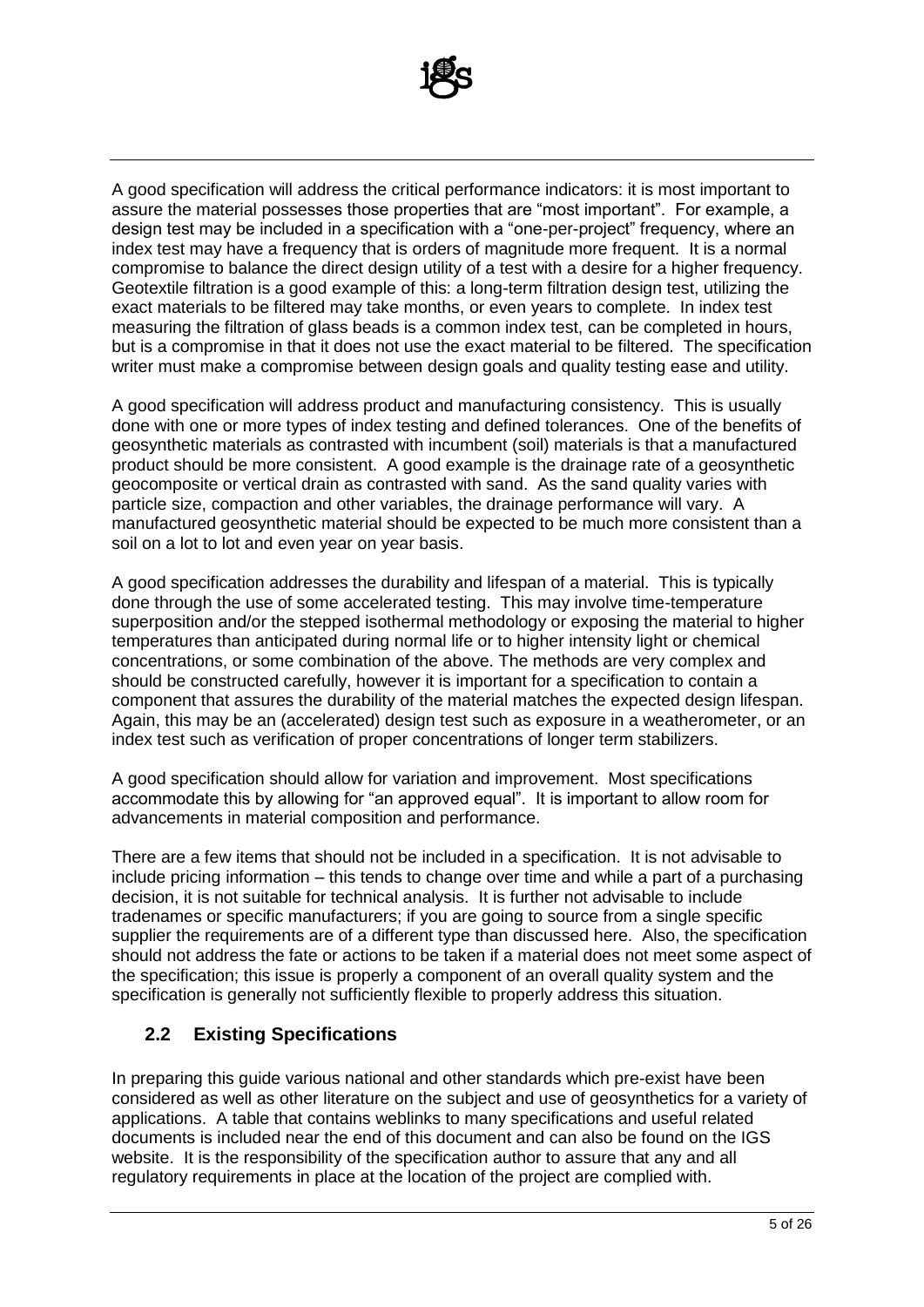A good specification will address the critical performance indicators: it is most important to assure the material possesses those properties that are "most important". For example, a design test may be included in a specification with a "one-per-project" frequency, where an index test may have a frequency that is orders of magnitude more frequent. It is a normal compromise to balance the direct design utility of a test with a desire for a higher frequency. Geotextile filtration is a good example of this: a long-term filtration design test, utilizing the exact materials to be filtered may take months, or even years to complete. In index test measuring the filtration of glass beads is a common index test, can be completed in hours, but is a compromise in that it does not use the exact material to be filtered. The specification writer must make a compromise between design goals and quality testing ease and utility.

A good specification will address product and manufacturing consistency. This is usually done with one or more types of index testing and defined tolerances. One of the benefits of geosynthetic materials as contrasted with incumbent (soil) materials is that a manufactured product should be more consistent. A good example is the drainage rate of a geosynthetic geocomposite or vertical drain as contrasted with sand. As the sand quality varies with particle size, compaction and other variables, the drainage performance will vary. A manufactured geosynthetic material should be expected to be much more consistent than a soil on a lot to lot and even year on year basis.

A good specification addresses the durability and lifespan of a material. This is typically done through the use of some accelerated testing. This may involve time-temperature superposition and/or the stepped isothermal methodology or exposing the material to higher temperatures than anticipated during normal life or to higher intensity light or chemical concentrations, or some combination of the above. The methods are very complex and should be constructed carefully, however it is important for a specification to contain a component that assures the durability of the material matches the expected design lifespan. Again, this may be an (accelerated) design test such as exposure in a weatherometer, or an index test such as verification of proper concentrations of longer term stabilizers.

A good specification should allow for variation and improvement. Most specifications accommodate this by allowing for "an approved equal". It is important to allow room for advancements in material composition and performance.

There are a few items that should not be included in a specification. It is not advisable to include pricing information – this tends to change over time and while a part of a purchasing decision, it is not suitable for technical analysis. It is further not advisable to include tradenames or specific manufacturers; if you are going to source from a single specific supplier the requirements are of a different type than discussed here. Also, the specification should not address the fate or actions to be taken if a material does not meet some aspect of the specification; this issue is properly a component of an overall quality system and the specification is generally not sufficiently flexible to properly address this situation.

## 2.2 Existing Specifications

In preparing this guide various national and other standards which pre-exist have been considered as well as other literature on the subject and use of geosynthetics for a variety of applications. A table that contains weblinks to many specifications and useful related documents is included near the end of this document and can also be found on the IGS website. It is the responsibility of the specification author to assure that any and all regulatory requirements in place at the location of the project are complied with.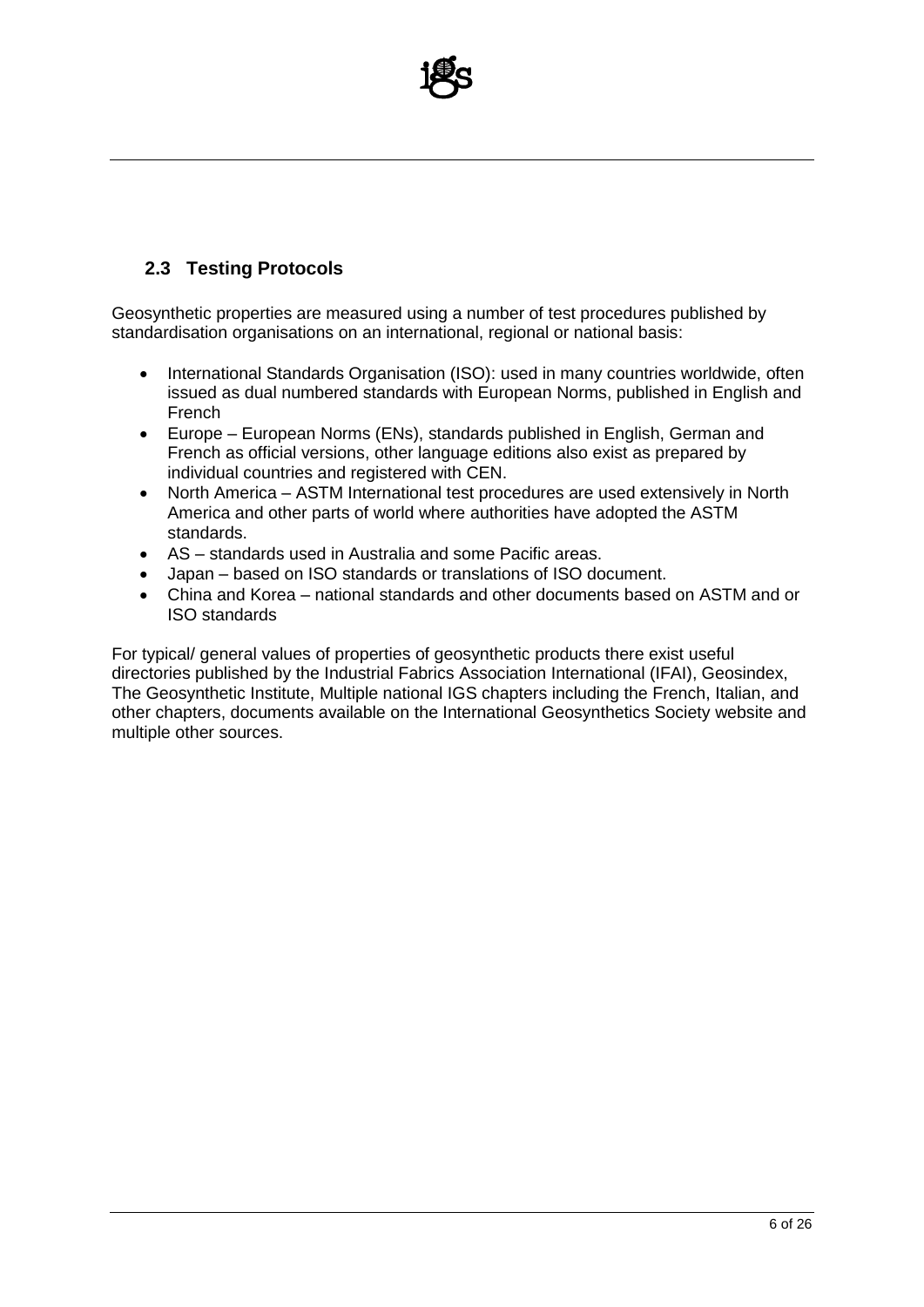## 2.3 Testing Protocols

Geosynthetic properties are measured using a number of test procedures published by standardisation organisations on an international, regional or national basis:

- International Standards Organisation (ISO): used in many countries worldwide, often issued as dual numbered standards with European Norms, published in English and French
- Europe – European Norms (ENs), standards published in English, German and French as official versions, other language editions also exist as prepared by individual countries and registered with CEN.
- North America – ASTM International test procedures are used extensively in North America and other parts of world where authorities have adopted the ASTM standards.
- AS – standards used in Australia and some Pacific areas.
- Japan – based on ISO standards or translations of ISO document.
- China and Korea – national standards and other documents based on ASTM and or ISO standards

For typical/ general values of properties of geosynthetic products there exist useful directories published by the Industrial Fabrics Association International (IFAI), Geosindex, The Geosynthetic Institute, Multiple national IGS chapters including the French, Italian, and other chapters, documents available on the International Geosynthetics Society website and multiple other sources.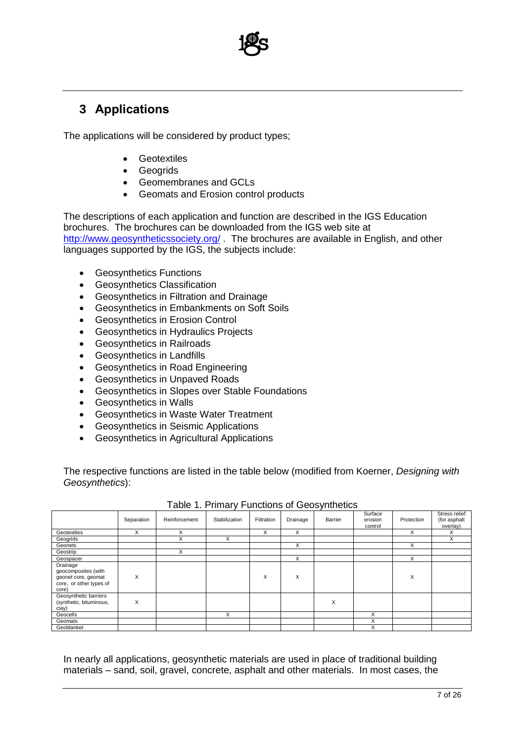## 3 Applications

The applications will be considered by product types;

- Geotextiles
- Geogrids
- Geomembranes and GCLs
- Geomats and Erosion control products

The descriptions of each application and function are described in the IGS Education brochures. The brochures can be downloaded from the IGS web site at http://www.geosyntheticssociety.org/ . The brochures are available in English, and other languages supported by the IGS, the subjects include:

- Geosynthetics Functions
- Geosynthetics Classification
- Geosynthetics in Filtration and Drainage
- Geosynthetics in Embankments on Soft Soils
- Geosynthetics in Erosion Control
- Geosynthetics in Hydraulics Projects
- Geosynthetics in Railroads
- Geosynthetics in Landfills
- Geosynthetics in Road Engineering
- Geosynthetics in Unpaved Roads
- Geosynthetics in Slopes over Stable Foundations
- Geosynthetics in Walls
- Geosynthetics in Waste Water Treatment
- Geosynthetics in Seismic Applications
- Geosynthetics in Agricultural Applications

The respective functions are listed in the table below (modified from Koerner, *Designing with Geosynthetics*):

Table 1. Primary Functions of Geosynthetics

| | Separation | Reinforcement | Stabilization | Filtration | Drainage | Barrier | Surface erosion control | Protection | Stress relief (for asphalt overlay) |
|---|---|---|---|---|---|---|---|---|---|
| Geotextiles | X | X | | X | X | | | X | X |
| Geogrids | | X | X | | | | | | X |
| Geonets | | | | | X | | | X | |
| Geostrip | | X | | | | | | | |
| Geospacer | | | | | X | | | X | |
| Drainage geocomposites (with geonet core, geomat core, or other types of core) | X | | | X | X | | | X | |
| Geosynthetic barriers (synthetic, bituminous, clay) | X | | | | | X | | | |
| Geocells | | | X | | | | X | | |
| Geomats | | | | | | | X | | |
| Geoblanket | | | | | | | X | | |

In nearly all applications, geosynthetic materials are used in place of traditional building materials – sand, soil, gravel, concrete, asphalt and other materials. In most cases, the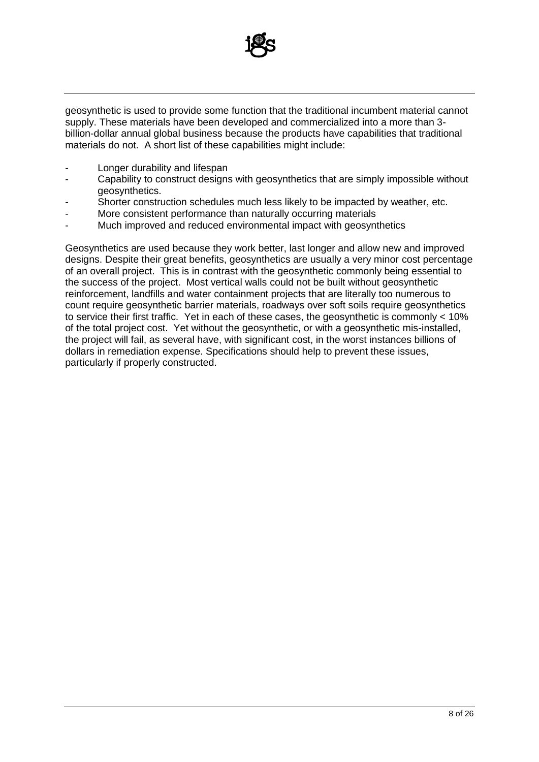geosynthetic is used to provide some function that the traditional incumbent material cannot supply. These materials have been developed and commercialized into a more than 3-billion-dollar annual global business because the products have capabilities that traditional materials do not. A short list of these capabilities might include:

- Longer durability and lifespan
- Capability to construct designs with geosynthetics that are simply impossible without geosynthetics.
- Shorter construction schedules much less likely to be impacted by weather, etc.
- More consistent performance than naturally occurring materials
- Much improved and reduced environmental impact with geosynthetics

Geosynthetics are used because they work better, last longer and allow new and improved designs. Despite their great benefits, geosynthetics are usually a very minor cost percentage of an overall project. This is in contrast with the geosynthetic commonly being essential to the success of the project. Most vertical walls could not be built without geosynthetic reinforcement, landfills and water containment projects that are literally too numerous to count require geosynthetic barrier materials, roadways over soft soils require geosynthetics to service their first traffic. Yet in each of these cases, the geosynthetic is commonly < 10% of the total project cost. Yet without the geosynthetic, or with a geosynthetic mis-installed, the project will fail, as several have, with significant cost, in the worst instances billions of dollars in remediation expense. Specifications should help to prevent these issues, particularly if properly constructed.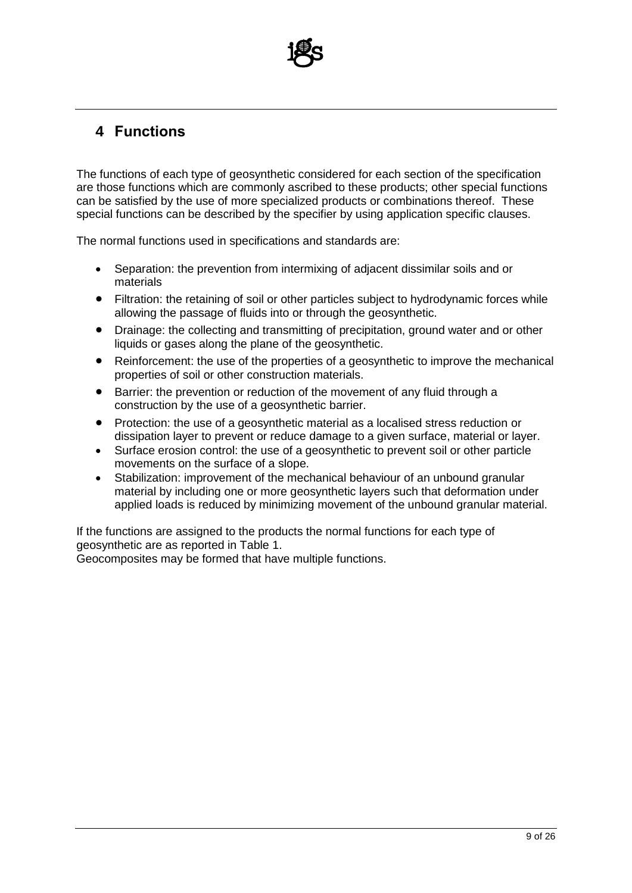# 4 Functions

The functions of each type of geosynthetic considered for each section of the specification are those functions which are commonly ascribed to these products; other special functions can be satisfied by the use of more specialized products or combinations thereof. These special functions can be described by the specifier by using application specific clauses.

The normal functions used in specifications and standards are:

- Separation: the prevention from intermixing of adjacent dissimilar soils and or materials
- Filtration: the retaining of soil or other particles subject to hydrodynamic forces while allowing the passage of fluids into or through the geosynthetic.
- Drainage: the collecting and transmitting of precipitation, ground water and or other liquids or gases along the plane of the geosynthetic.
- Reinforcement: the use of the properties of a geosynthetic to improve the mechanical properties of soil or other construction materials.
- Barrier: the prevention or reduction of the movement of any fluid through a construction by the use of a geosynthetic barrier.
- Protection: the use of a geosynthetic material as a localised stress reduction or dissipation layer to prevent or reduce damage to a given surface, material or layer.
- Surface erosion control: the use of a geosynthetic to prevent soil or other particle movements on the surface of a slope.
- Stabilization: improvement of the mechanical behaviour of an unbound granular material by including one or more geosynthetic layers such that deformation under applied loads is reduced by minimizing movement of the unbound granular material.

If the functions are assigned to the products the normal functions for each type of geosynthetic are as reported in Table 1.
Geocomposites may be formed that have multiple functions.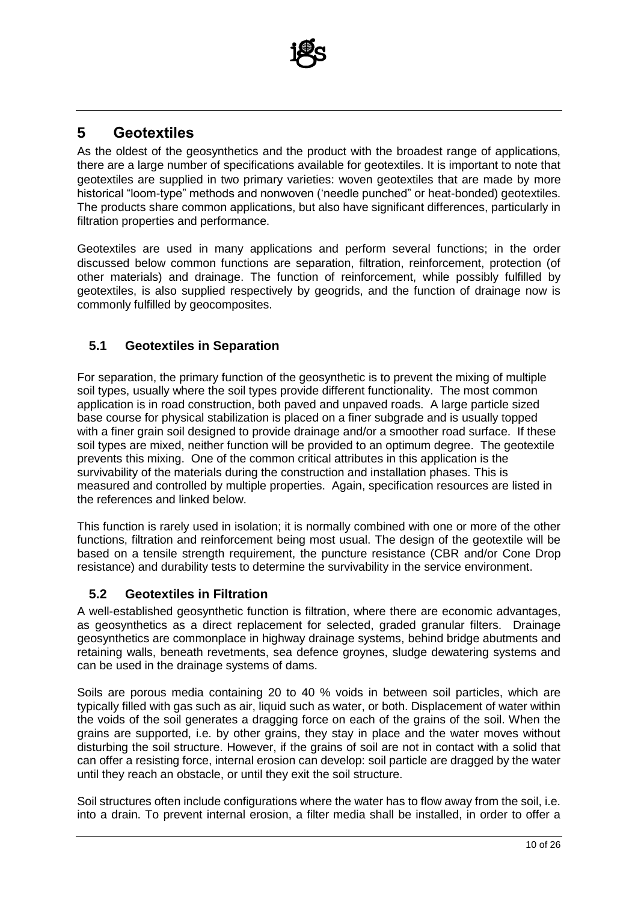## 5 Geotextiles

As the oldest of the geosynthetics and the product with the broadest range of applications, there are a large number of specifications available for geotextiles. It is important to note that geotextiles are supplied in two primary varieties: woven geotextiles that are made by more historical "loom-type" methods and nonwoven ('needle punched" or heat-bonded) geotextiles. The products share common applications, but also have significant differences, particularly in filtration properties and performance.

Geotextiles are used in many applications and perform several functions; in the order discussed below common functions are separation, filtration, reinforcement, protection (of other materials) and drainage. The function of reinforcement, while possibly fulfilled by geotextiles, is also supplied respectively by geogrids, and the function of drainage now is commonly fulfilled by geocomposites.

### 5.1 Geotextiles in Separation

For separation, the primary function of the geosynthetic is to prevent the mixing of multiple soil types, usually where the soil types provide different functionality. The most common application is in road construction, both paved and unpaved roads. A large particle sized base course for physical stabilization is placed on a finer subgrade and is usually topped with a finer grain soil designed to provide drainage and/or a smoother road surface. If these soil types are mixed, neither function will be provided to an optimum degree. The geotextile prevents this mixing. One of the common critical attributes in this application is the survivability of the materials during the construction and installation phases. This is measured and controlled by multiple properties. Again, specification resources are listed in the references and linked below.

This function is rarely used in isolation; it is normally combined with one or more of the other functions, filtration and reinforcement being most usual. The design of the geotextile will be based on a tensile strength requirement, the puncture resistance (CBR and/or Cone Drop resistance) and durability tests to determine the survivability in the service environment.

### 5.2 Geotextiles in Filtration

A well-established geosynthetic function is filtration, where there are economic advantages, as geosynthetics as a direct replacement for selected, graded granular filters. Drainage geosynthetics are commonplace in highway drainage systems, behind bridge abutments and retaining walls, beneath revetments, sea defence groynes, sludge dewatering systems and can be used in the drainage systems of dams.

Soils are porous media containing 20 to 40 % voids in between soil particles, which are typically filled with gas such as air, liquid such as water, or both. Displacement of water within the voids of the soil generates a dragging force on each of the grains of the soil. When the grains are supported, i.e. by other grains, they stay in place and the water moves without disturbing the soil structure. However, if the grains of soil are not in contact with a solid that can offer a resisting force, internal erosion can develop: soil particle are dragged by the water until they reach an obstacle, or until they exit the soil structure.

Soil structures often include configurations where the water has to flow away from the soil, i.e. into a drain. To prevent internal erosion, a filter media shall be installed, in order to offer a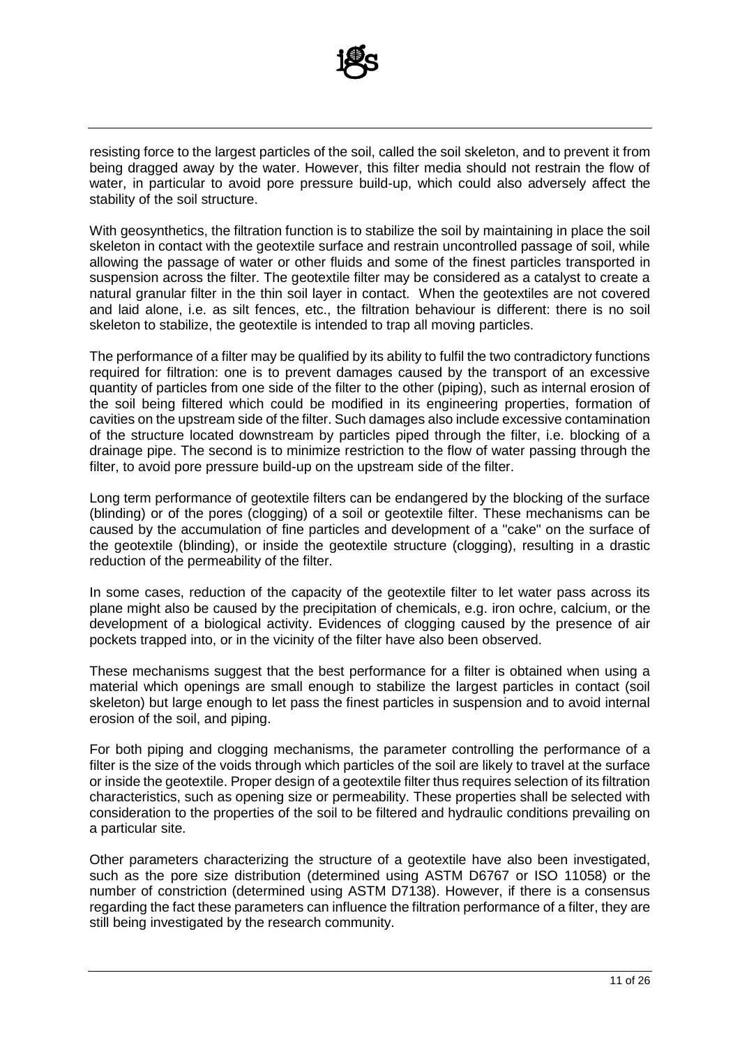resisting force to the largest particles of the soil, called the soil skeleton, and to prevent it from being dragged away by the water. However, this filter media should not restrain the flow of water, in particular to avoid pore pressure build-up, which could also adversely affect the stability of the soil structure.

With geosynthetics, the filtration function is to stabilize the soil by maintaining in place the soil skeleton in contact with the geotextile surface and restrain uncontrolled passage of soil, while allowing the passage of water or other fluids and some of the finest particles transported in suspension across the filter. The geotextile filter may be considered as a catalyst to create a natural granular filter in the thin soil layer in contact. When the geotextiles are not covered and laid alone, i.e. as silt fences, etc., the filtration behaviour is different: there is no soil skeleton to stabilize, the geotextile is intended to trap all moving particles.

The performance of a filter may be qualified by its ability to fulfil the two contradictory functions required for filtration: one is to prevent damages caused by the transport of an excessive quantity of particles from one side of the filter to the other (piping), such as internal erosion of the soil being filtered which could be modified in its engineering properties, formation of cavities on the upstream side of the filter. Such damages also include excessive contamination of the structure located downstream by particles piped through the filter, i.e. blocking of a drainage pipe. The second is to minimize restriction to the flow of water passing through the filter, to avoid pore pressure build-up on the upstream side of the filter.

Long term performance of geotextile filters can be endangered by the blocking of the surface (blinding) or of the pores (clogging) of a soil or geotextile filter. These mechanisms can be caused by the accumulation of fine particles and development of a "cake" on the surface of the geotextile (blinding), or inside the geotextile structure (clogging), resulting in a drastic reduction of the permeability of the filter.

In some cases, reduction of the capacity of the geotextile filter to let water pass across its plane might also be caused by the precipitation of chemicals, e.g. iron ochre, calcium, or the development of a biological activity. Evidences of clogging caused by the presence of air pockets trapped into, or in the vicinity of the filter have also been observed.

These mechanisms suggest that the best performance for a filter is obtained when using a material which openings are small enough to stabilize the largest particles in contact (soil skeleton) but large enough to let pass the finest particles in suspension and to avoid internal erosion of the soil, and piping.

For both piping and clogging mechanisms, the parameter controlling the performance of a filter is the size of the voids through which particles of the soil are likely to travel at the surface or inside the geotextile. Proper design of a geotextile filter thus requires selection of its filtration characteristics, such as opening size or permeability. These properties shall be selected with consideration to the properties of the soil to be filtered and hydraulic conditions prevailing on a particular site.

Other parameters characterizing the structure of a geotextile have also been investigated, such as the pore size distribution (determined using ASTM D6767 or ISO 11058) or the number of constriction (determined using ASTM D7138). However, if there is a consensus regarding the fact these parameters can influence the filtration performance of a filter, they are still being investigated by the research community.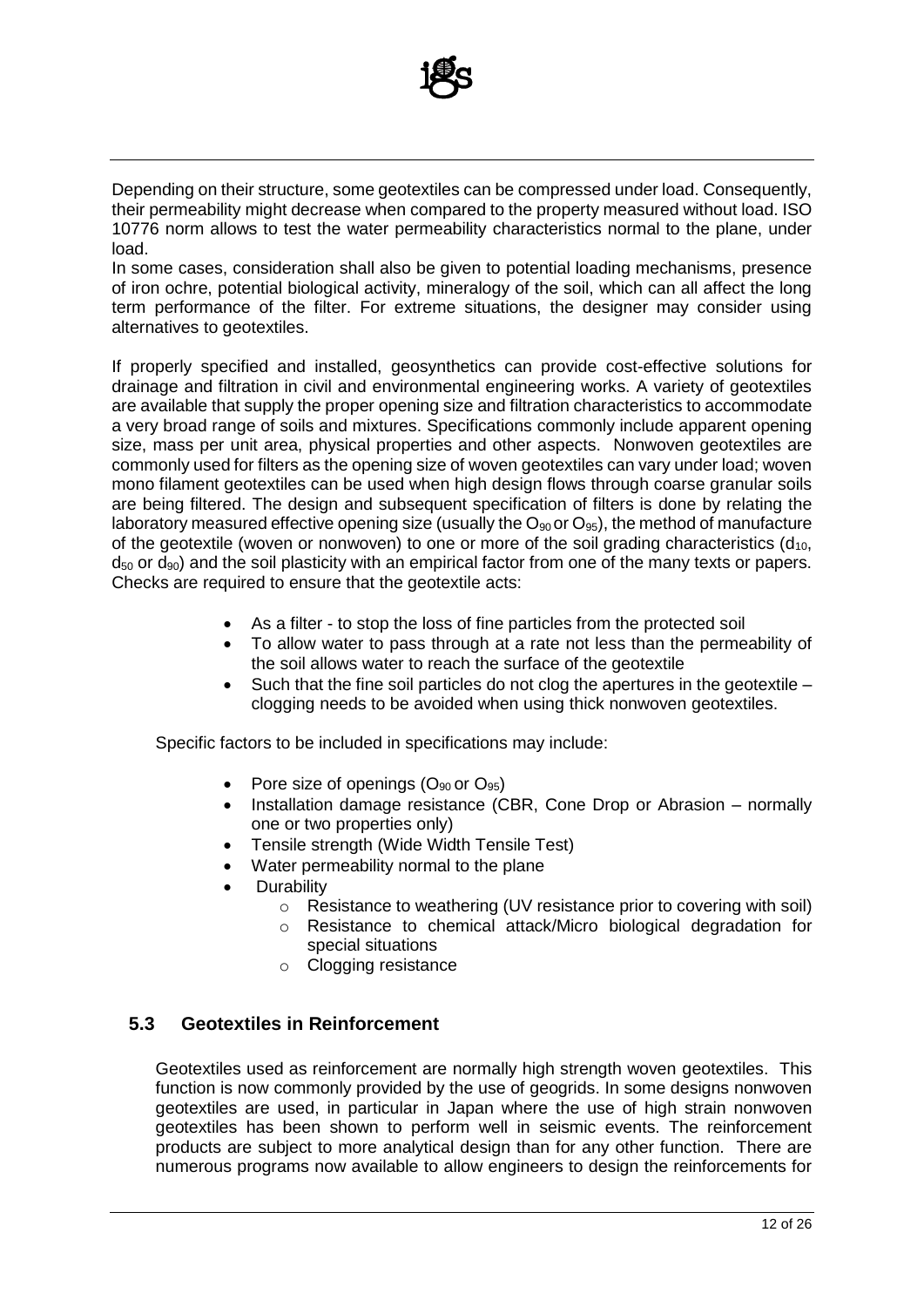Depending on their structure, some geotextiles can be compressed under load. Consequently, their permeability might decrease when compared to the property measured without load. ISO 10776 norm allows to test the water permeability characteristics normal to the plane, under load.

In some cases, consideration shall also be given to potential loading mechanisms, presence of iron ochre, potential biological activity, mineralogy of the soil, which can all affect the long term performance of the filter. For extreme situations, the designer may consider using alternatives to geotextiles.

If properly specified and installed, geosynthetics can provide cost-effective solutions for drainage and filtration in civil and environmental engineering works. A variety of geotextiles are available that supply the proper opening size and filtration characteristics to accommodate a very broad range of soils and mixtures. Specifications commonly include apparent opening size, mass per unit area, physical properties and other aspects. Nonwoven geotextiles are commonly used for filters as the opening size of woven geotextiles can vary under load; woven mono filament geotextiles can be used when high design flows through coarse granular soils are being filtered. The design and subsequent specification of filters is done by relating the laboratory measured effective opening size (usually the $O_{90}$ or $O_{95}$), the method of manufacture of the geotextile (woven or nonwoven) to one or more of the soil grading characteristics ($d_{10}$, $d_{50}$ or $d_{90}$) and the soil plasticity with an empirical factor from one of the many texts or papers. Checks are required to ensure that the geotextile acts:

- As a filter - to stop the loss of fine particles from the protected soil
- To allow water to pass through at a rate not less than the permeability of the soil allows water to reach the surface of the geotextile
- Such that the fine soil particles do not clog the apertures in the geotextile – clogging needs to be avoided when using thick nonwoven geotextiles.

Specific factors to be included in specifications may include:

- Pore size of openings ($O_{90}$ or $O_{95}$)
- Installation damage resistance (CBR, Cone Drop or Abrasion – normally one or two properties only)
- Tensile strength (Wide Width Tensile Test)
- Water permeability normal to the plane
- Durability
  - Resistance to weathering (UV resistance prior to covering with soil)
  - Resistance to chemical attack/Micro biological degradation for special situations
  - Clogging resistance

## 5.3 Geotextiles in Reinforcement

Geotextiles used as reinforcement are normally high strength woven geotextiles. This function is now commonly provided by the use of geogrids. In some designs nonwoven geotextiles are used, in particular in Japan where the use of high strain nonwoven geotextiles has been shown to perform well in seismic events. The reinforcement products are subject to more analytical design than for any other function. There are numerous programs now available to allow engineers to design the reinforcements for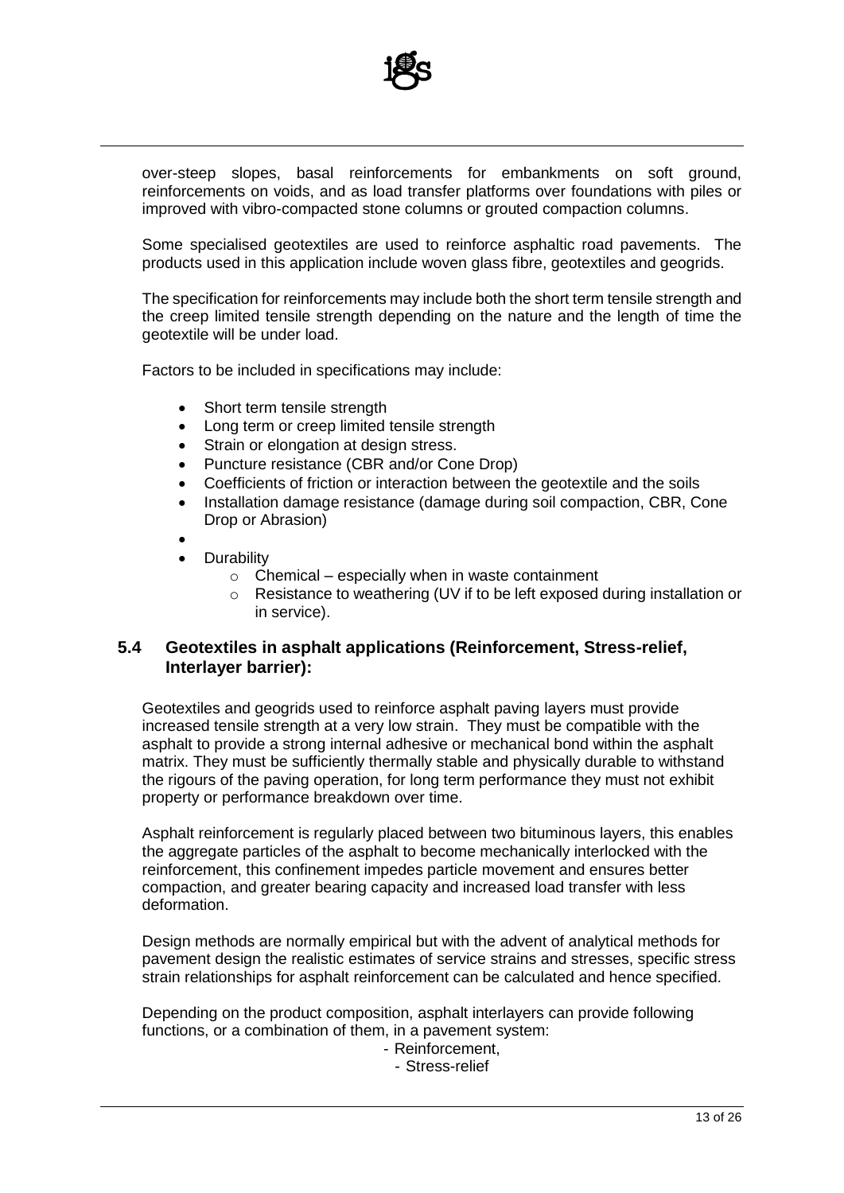over-steep slopes, basal reinforcements for embankments on soft ground, reinforcements on voids, and as load transfer platforms over foundations with piles or improved with vibro-compacted stone columns or grouted compaction columns.

Some specialised geotextiles are used to reinforce asphaltic road pavements. The products used in this application include woven glass fibre, geotextiles and geogrids.

The specification for reinforcements may include both the short term tensile strength and the creep limited tensile strength depending on the nature and the length of time the geotextile will be under load.

Factors to be included in specifications may include:

- Short term tensile strength
- Long term or creep limited tensile strength
- Strain or elongation at design stress.
- Puncture resistance (CBR and/or Cone Drop)
- Coefficients of friction or interaction between the geotextile and the soils
- Installation damage resistance (damage during soil compaction, CBR, Cone Drop or Abrasion)
- 
- Durability
    - Chemical – especially when in waste containment
    - Resistance to weathering (UV if to be left exposed during installation or in service).

## 5.4 Geotextiles in asphalt applications (Reinforcement, Stress-relief, Interlayer barrier):

Geotextiles and geogrids used to reinforce asphalt paving layers must provide increased tensile strength at a very low strain. They must be compatible with the asphalt to provide a strong internal adhesive or mechanical bond within the asphalt matrix. They must be sufficiently thermally stable and physically durable to withstand the rigours of the paving operation, for long term performance they must not exhibit property or performance breakdown over time.

Asphalt reinforcement is regularly placed between two bituminous layers, this enables the aggregate particles of the asphalt to become mechanically interlocked with the reinforcement, this confinement impedes particle movement and ensures better compaction, and greater bearing capacity and increased load transfer with less deformation.

Design methods are normally empirical but with the advent of analytical methods for pavement design the realistic estimates of service strains and stresses, specific stress strain relationships for asphalt reinforcement can be calculated and hence specified.

Depending on the product composition, asphalt interlayers can provide following functions, or a combination of them, in a pavement system:

- Reinforcement,
- Stress-relief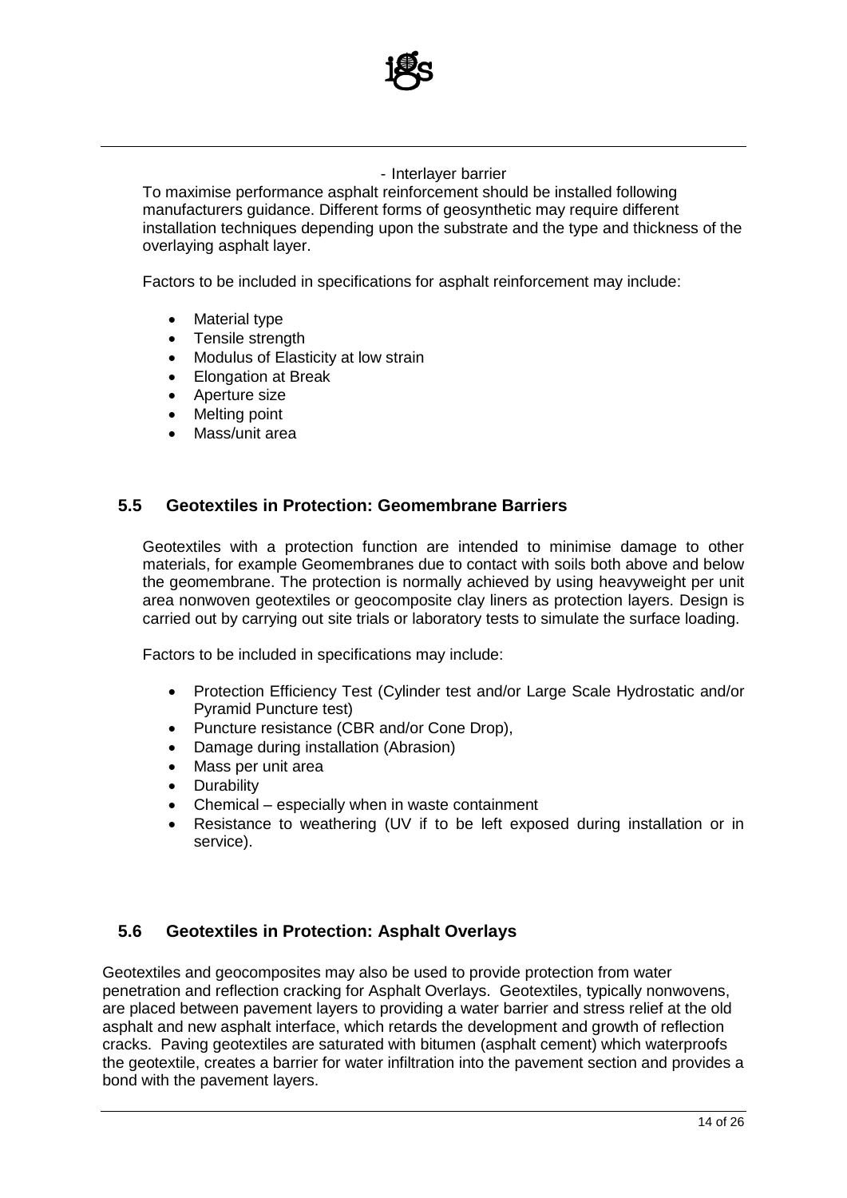- Interlayer barrier

To maximise performance asphalt reinforcement should be installed following manufacturers guidance. Different forms of geosynthetic may require different installation techniques depending upon the substrate and the type and thickness of the overlaying asphalt layer.

Factors to be included in specifications for asphalt reinforcement may include:

- Material type
- Tensile strength
- Modulus of Elasticity at low strain
- Elongation at Break
- Aperture size
- Melting point
- Mass/unit area

## 5.5 Geotextiles in Protection: Geomembrane Barriers

Geotextiles with a protection function are intended to minimise damage to other materials, for example Geomembranes due to contact with soils both above and below the geomembrane. The protection is normally achieved by using heavyweight per unit area nonwoven geotextiles or geocomposite clay liners as protection layers. Design is carried out by carrying out site trials or laboratory tests to simulate the surface loading.

Factors to be included in specifications may include:

- Protection Efficiency Test (Cylinder test and/or Large Scale Hydrostatic and/or Pyramid Puncture test)
- Puncture resistance (CBR and/or Cone Drop),
- Damage during installation (Abrasion)
- Mass per unit area
- Durability
- Chemical – especially when in waste containment
- Resistance to weathering (UV if to be left exposed during installation or in service).

## 5.6 Geotextiles in Protection: Asphalt Overlays

Geotextiles and geocomposites may also be used to provide protection from water penetration and reflection cracking for Asphalt Overlays. Geotextiles, typically nonwovens, are placed between pavement layers to providing a water barrier and stress relief at the old asphalt and new asphalt interface, which retards the development and growth of reflection cracks. Paving geotextiles are saturated with bitumen (asphalt cement) which waterproofs the geotextile, creates a barrier for water infiltration into the pavement section and provides a bond with the pavement layers.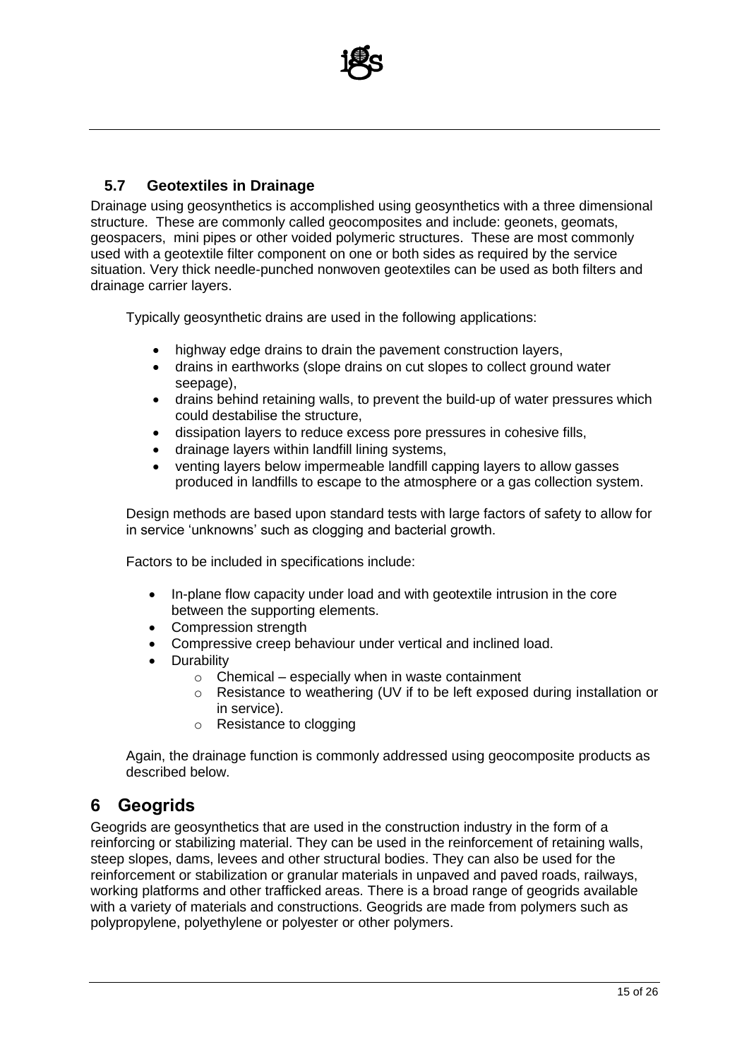## 5.7 Geotextiles in Drainage

Drainage using geosynthetics is accomplished using geosynthetics with a three dimensional structure. These are commonly called geocomposites and include: geonets, geomats, geospacers, mini pipes or other voided polymeric structures. These are most commonly used with a geotextile filter component on one or both sides as required by the service situation. Very thick needle-punched nonwoven geotextiles can be used as both filters and drainage carrier layers.

Typically geosynthetic drains are used in the following applications:

- highway edge drains to drain the pavement construction layers,
- drains in earthworks (slope drains on cut slopes to collect ground water seepage),
- drains behind retaining walls, to prevent the build-up of water pressures which could destabilise the structure,
- dissipation layers to reduce excess pore pressures in cohesive fills,
- drainage layers within landfill lining systems,
- venting layers below impermeable landfill capping layers to allow gasses produced in landfills to escape to the atmosphere or a gas collection system.

Design methods are based upon standard tests with large factors of safety to allow for in service 'unknowns' such as clogging and bacterial growth.

Factors to be included in specifications include:

- In-plane flow capacity under load and with geotextile intrusion in the core between the supporting elements.
- Compression strength
- Compressive creep behaviour under vertical and inclined load.
- Durability
    - Chemical – especially when in waste containment
    - Resistance to weathering (UV if to be left exposed during installation or in service).
    - Resistance to clogging

Again, the drainage function is commonly addressed using geocomposite products as described below.

# 6 Geogrids

Geogrids are geosynthetics that are used in the construction industry in the form of a reinforcing or stabilizing material. They can be used in the reinforcement of retaining walls, steep slopes, dams, levees and other structural bodies. They can also be used for the reinforcement or stabilization or granular materials in unpaved and paved roads, railways, working platforms and other trafficked areas. There is a broad range of geogrids available with a variety of materials and constructions. Geogrids are made from polymers such as polypropylene, polyethylene or polyester or other polymers.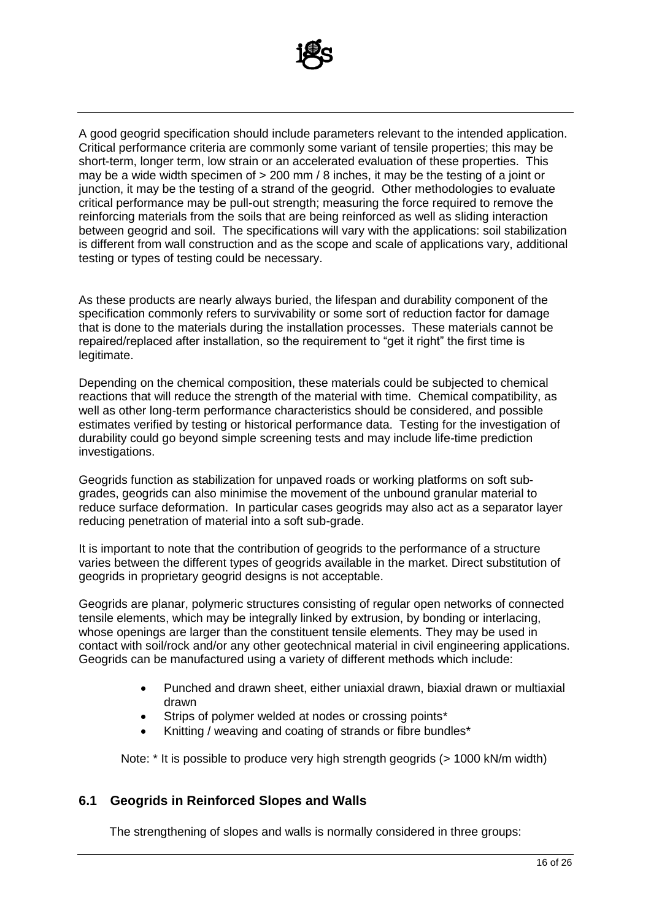A good geogrid specification should include parameters relevant to the intended application. Critical performance criteria are commonly some variant of tensile properties; this may be short-term, longer term, low strain or an accelerated evaluation of these properties. This may be a wide width specimen of > 200 mm / 8 inches, it may be the testing of a joint or junction, it may be the testing of a strand of the geogrid. Other methodologies to evaluate critical performance may be pull-out strength; measuring the force required to remove the reinforcing materials from the soils that are being reinforced as well as sliding interaction between geogrid and soil. The specifications will vary with the applications: soil stabilization is different from wall construction and as the scope and scale of applications vary, additional testing or types of testing could be necessary.

As these products are nearly always buried, the lifespan and durability component of the specification commonly refers to survivability or some sort of reduction factor for damage that is done to the materials during the installation processes. These materials cannot be repaired/replaced after installation, so the requirement to "get it right" the first time is legitimate.

Depending on the chemical composition, these materials could be subjected to chemical reactions that will reduce the strength of the material with time. Chemical compatibility, as well as other long-term performance characteristics should be considered, and possible estimates verified by testing or historical performance data. Testing for the investigation of durability could go beyond simple screening tests and may include life-time prediction investigations.

Geogrids function as stabilization for unpaved roads or working platforms on soft sub-grades, geogrids can also minimise the movement of the unbound granular material to reduce surface deformation. In particular cases geogrids may also act as a separator layer reducing penetration of material into a soft sub-grade.

It is important to note that the contribution of geogrids to the performance of a structure varies between the different types of geogrids available in the market. Direct substitution of geogrids in proprietary geogrid designs is not acceptable.

Geogrids are planar, polymeric structures consisting of regular open networks of connected tensile elements, which may be integrally linked by extrusion, by bonding or interlacing, whose openings are larger than the constituent tensile elements. They may be used in contact with soil/rock and/or any other geotechnical material in civil engineering applications. Geogrids can be manufactured using a variety of different methods which include:

- Punched and drawn sheet, either uniaxial drawn, biaxial drawn or multiaxial drawn
- Strips of polymer welded at nodes or crossing points*
- Knitting / weaving and coating of strands or fibre bundles*

Note: * It is possible to produce very high strength geogrids (> 1000 kN/m width)

## 6.1 Geogrids in Reinforced Slopes and Walls

The strengthening of slopes and walls is normally considered in three groups: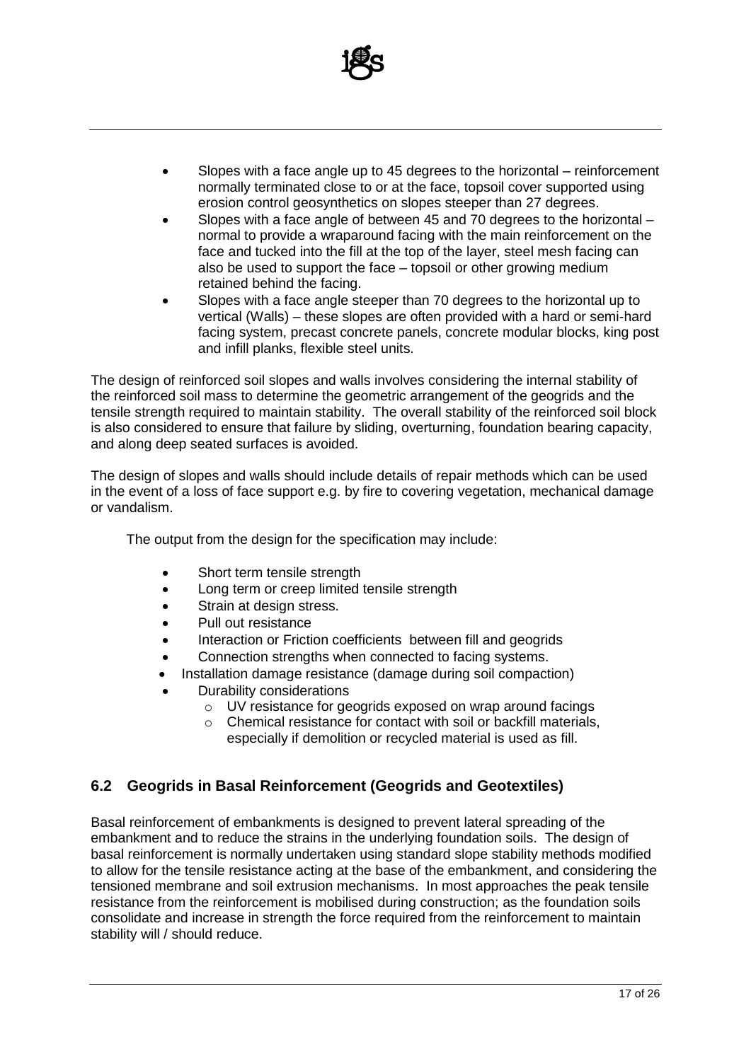- Slopes with a face angle up to 45 degrees to the horizontal – reinforcement normally terminated close to or at the face, topsoil cover supported using erosion control geosynthetics on slopes steeper than 27 degrees.
- Slopes with a face angle of between 45 and 70 degrees to the horizontal – normal to provide a wraparound facing with the main reinforcement on the face and tucked into the fill at the top of the layer, steel mesh facing can also be used to support the face – topsoil or other growing medium retained behind the facing.
- Slopes with a face angle steeper than 70 degrees to the horizontal up to vertical (Walls) – these slopes are often provided with a hard or semi-hard facing system, precast concrete panels, concrete modular blocks, king post and infill planks, flexible steel units.

The design of reinforced soil slopes and walls involves considering the internal stability of the reinforced soil mass to determine the geometric arrangement of the geogrids and the tensile strength required to maintain stability. The overall stability of the reinforced soil block is also considered to ensure that failure by sliding, overturning, foundation bearing capacity, and along deep seated surfaces is avoided.

The design of slopes and walls should include details of repair methods which can be used in the event of a loss of face support e.g. by fire to covering vegetation, mechanical damage or vandalism.

The output from the design for the specification may include:

- Short term tensile strength
- Long term or creep limited tensile strength
- Strain at design stress.
- Pull out resistance
- Interaction or Friction coefficients between fill and geogrids
- Connection strengths when connected to facing systems.
- Installation damage resistance (damage during soil compaction)
- Durability considerations
  - UV resistance for geogrids exposed on wrap around facings
  - Chemical resistance for contact with soil or backfill materials, especially if demolition or recycled material is used as fill.

## 6.2 Geogrids in Basal Reinforcement (Geogrids and Geotextiles)

Basal reinforcement of embankments is designed to prevent lateral spreading of the embankment and to reduce the strains in the underlying foundation soils. The design of basal reinforcement is normally undertaken using standard slope stability methods modified to allow for the tensile resistance acting at the base of the embankment, and considering the tensioned membrane and soil extrusion mechanisms. In most approaches the peak tensile resistance from the reinforcement is mobilised during construction; as the foundation soils consolidate and increase in strength the force required from the reinforcement to maintain stability will / should reduce.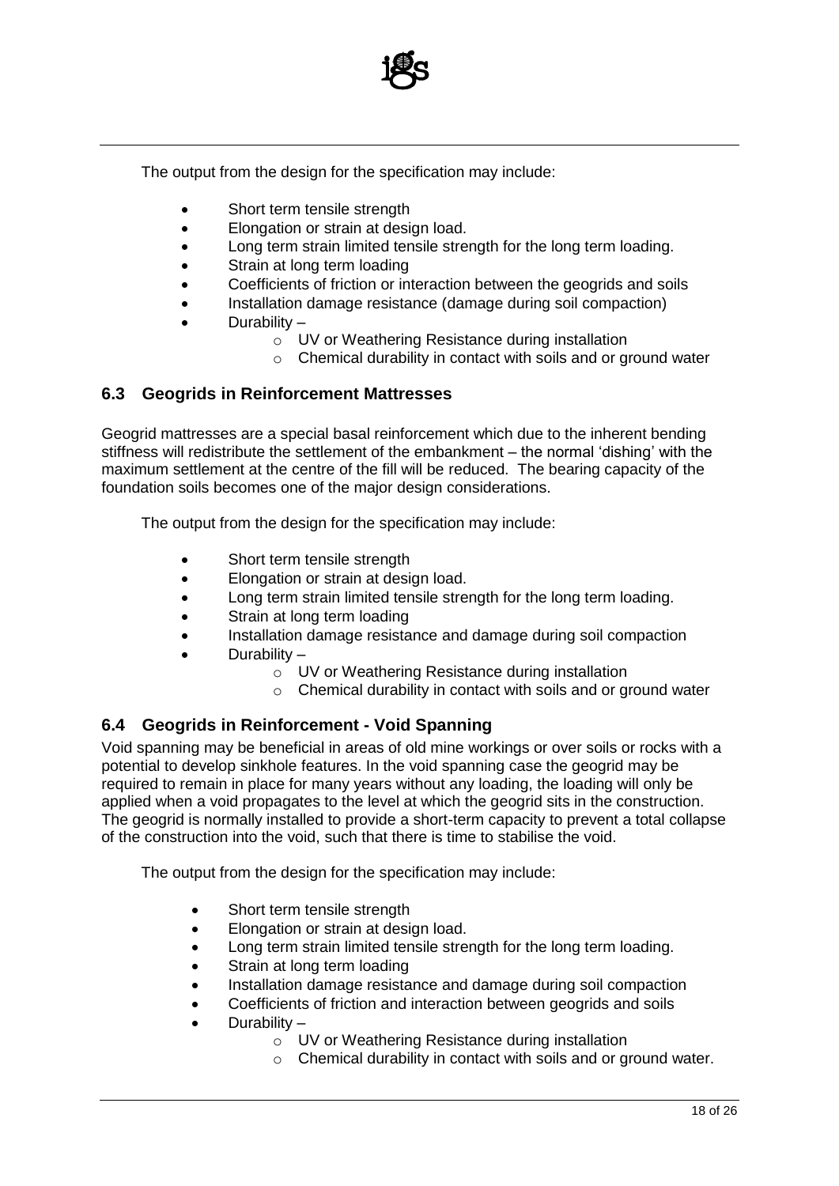The output from the design for the specification may include:

- Short term tensile strength
- Elongation or strain at design load.
- Long term strain limited tensile strength for the long term loading.
- Strain at long term loading
- Coefficients of friction or interaction between the geogrids and soils
- Installation damage resistance (damage during soil compaction)
- Durability –
    - UV or Weathering Resistance during installation
    - Chemical durability in contact with soils and or ground water

## 6.3 Geogrids in Reinforcement Mattresses

Geogrid mattresses are a special basal reinforcement which due to the inherent bending stiffness will redistribute the settlement of the embankment – the normal 'dishing' with the maximum settlement at the centre of the fill will be reduced. The bearing capacity of the foundation soils becomes one of the major design considerations.

The output from the design for the specification may include:

- Short term tensile strength
- Elongation or strain at design load.
- Long term strain limited tensile strength for the long term loading.
- Strain at long term loading
- Installation damage resistance and damage during soil compaction
- Durability –
    - UV or Weathering Resistance during installation
    - Chemical durability in contact with soils and or ground water

## 6.4 Geogrids in Reinforcement - Void Spanning

Void spanning may be beneficial in areas of old mine workings or over soils or rocks with a potential to develop sinkhole features. In the void spanning case the geogrid may be required to remain in place for many years without any loading, the loading will only be applied when a void propagates to the level at which the geogrid sits in the construction. The geogrid is normally installed to provide a short-term capacity to prevent a total collapse of the construction into the void, such that there is time to stabilise the void.

The output from the design for the specification may include:

- Short term tensile strength
- Elongation or strain at design load.
- Long term strain limited tensile strength for the long term loading.
- Strain at long term loading
- Installation damage resistance and damage during soil compaction
- Coefficients of friction and interaction between geogrids and soils
- Durability –
    - UV or Weathering Resistance during installation
    - Chemical durability in contact with soils and or ground water.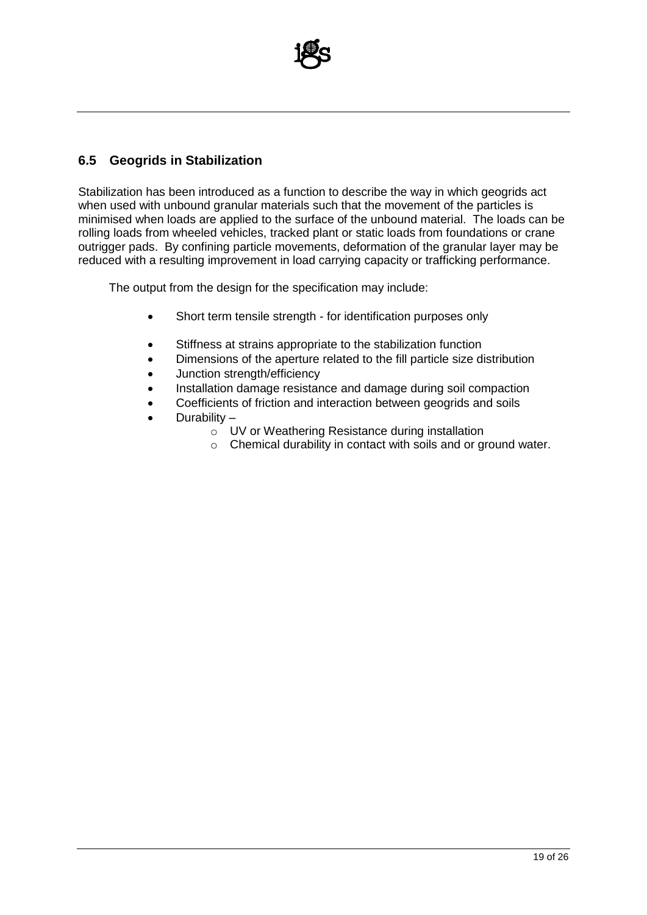## 6.5 Geogrids in Stabilization

Stabilization has been introduced as a function to describe the way in which geogrids act when used with unbound granular materials such that the movement of the particles is minimised when loads are applied to the surface of the unbound material. The loads can be rolling loads from wheeled vehicles, tracked plant or static loads from foundations or crane outrigger pads. By confining particle movements, deformation of the granular layer may be reduced with a resulting improvement in load carrying capacity or trafficking performance.

The output from the design for the specification may include:

- Short term tensile strength - for identification purposes only
- Stiffness at strains appropriate to the stabilization function
- Dimensions of the aperture related to the fill particle size distribution
- Junction strength/efficiency
- Installation damage resistance and damage during soil compaction
- Coefficients of friction and interaction between geogrids and soils
- Durability –
  - UV or Weathering Resistance during installation
  - Chemical durability in contact with soils and or ground water.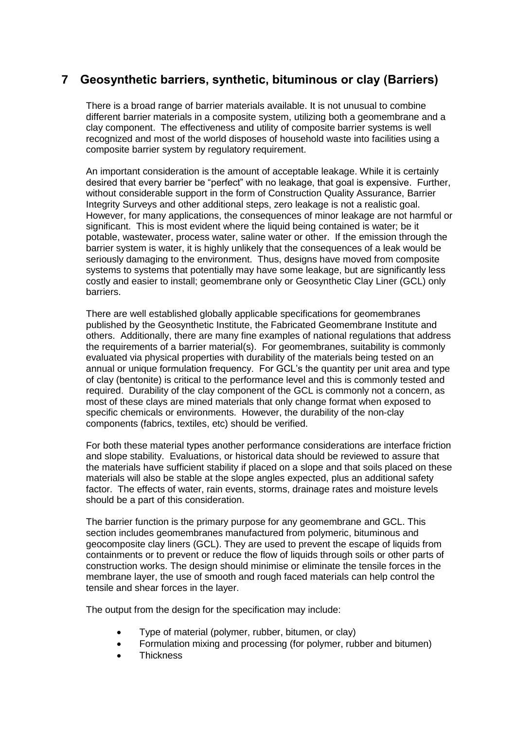## 7 Geosynthetic barriers, synthetic, bituminous or clay (Barriers)

There is a broad range of barrier materials available. It is not unusual to combine different barrier materials in a composite system, utilizing both a geomembrane and a clay component. The effectiveness and utility of composite barrier systems is well recognized and most of the world disposes of household waste into facilities using a composite barrier system by regulatory requirement.

An important consideration is the amount of acceptable leakage. While it is certainly desired that every barrier be "perfect" with no leakage, that goal is expensive. Further, without considerable support in the form of Construction Quality Assurance, Barrier Integrity Surveys and other additional steps, zero leakage is not a realistic goal. However, for many applications, the consequences of minor leakage are not harmful or significant. This is most evident where the liquid being contained is water; be it potable, wastewater, process water, saline water or other. If the emission through the barrier system is water, it is highly unlikely that the consequences of a leak would be seriously damaging to the environment. Thus, designs have moved from composite systems to systems that potentially may have some leakage, but are significantly less costly and easier to install; geomembrane only or Geosynthetic Clay Liner (GCL) only barriers.

There are well established globally applicable specifications for geomembranes published by the Geosynthetic Institute, the Fabricated Geomembrane Institute and others. Additionally, there are many fine examples of national regulations that address the requirements of a barrier material(s). For geomembranes, suitability is commonly evaluated via physical properties with durability of the materials being tested on an annual or unique formulation frequency. For GCL's the quantity per unit area and type of clay (bentonite) is critical to the performance level and this is commonly tested and required. Durability of the clay component of the GCL is commonly not a concern, as most of these clays are mined materials that only change format when exposed to specific chemicals or environments. However, the durability of the non-clay components (fabrics, textiles, etc) should be verified.

For both these material types another performance considerations are interface friction and slope stability. Evaluations, or historical data should be reviewed to assure that the materials have sufficient stability if placed on a slope and that soils placed on these materials will also be stable at the slope angles expected, plus an additional safety factor. The effects of water, rain events, storms, drainage rates and moisture levels should be a part of this consideration.

The barrier function is the primary purpose for any geomembrane and GCL. This section includes geomembranes manufactured from polymeric, bituminous and geocomposite clay liners (GCL). They are used to prevent the escape of liquids from containments or to prevent or reduce the flow of liquids through soils or other parts of construction works. The design should minimise or eliminate the tensile forces in the membrane layer, the use of smooth and rough faced materials can help control the tensile and shear forces in the layer.

The output from the design for the specification may include:

- Type of material (polymer, rubber, bitumen, or clay)
- Formulation mixing and processing (for polymer, rubber and bitumen)
- Thickness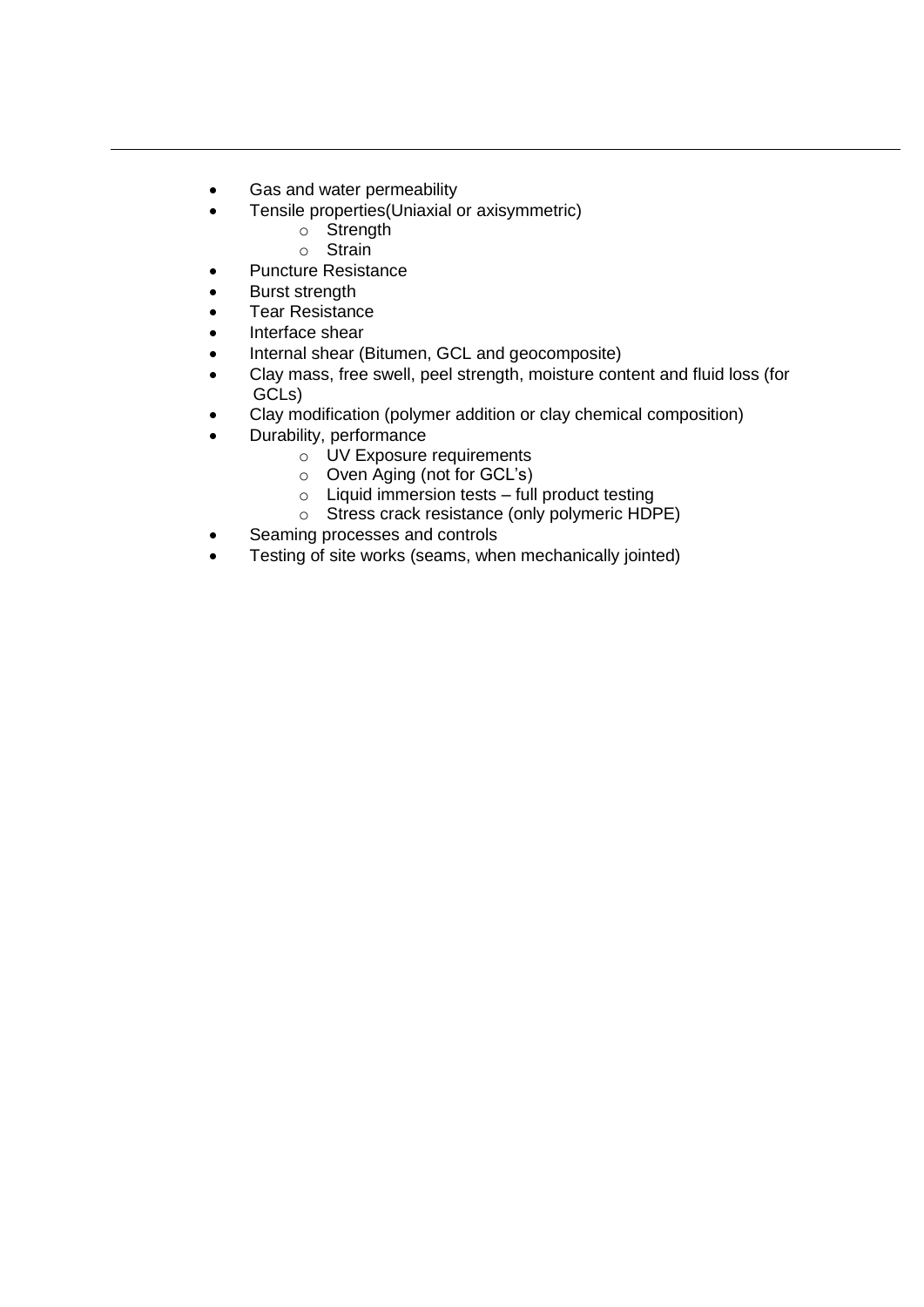- Gas and water permeability
- Tensile properties(Uniaxial or axisymmetric)
    - Strength
    - Strain
- Puncture Resistance
- Burst strength
- Tear Resistance
- Interface shear
- Internal shear (Bitumen, GCL and geocomposite)
- Clay mass, free swell, peel strength, moisture content and fluid loss (for GCLs)
- Clay modification (polymer addition or clay chemical composition)
- Durability, performance
    - UV Exposure requirements
    - Oven Aging (not for GCL's)
    - Liquid immersion tests – full product testing
    - Stress crack resistance (only polymeric HDPE)
- Seaming processes and controls
- Testing of site works (seams, when mechanically jointed)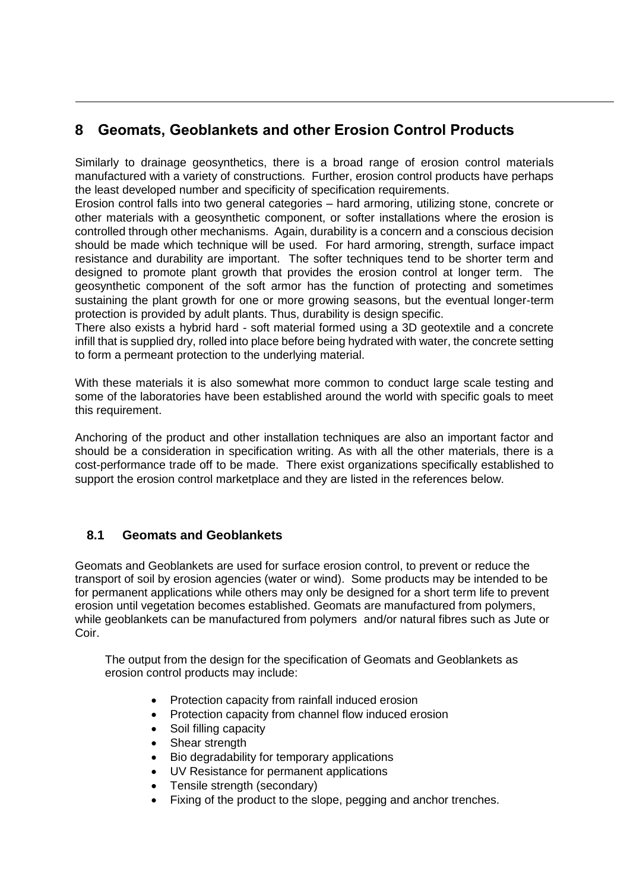# 8 Geomats, Geoblankets and other Erosion Control Products

Similarly to drainage geosynthetics, there is a broad range of erosion control materials manufactured with a variety of constructions. Further, erosion control products have perhaps the least developed number and specificity of specification requirements.

Erosion control falls into two general categories – hard armoring, utilizing stone, concrete or other materials with a geosynthetic component, or softer installations where the erosion is controlled through other mechanisms. Again, durability is a concern and a conscious decision should be made which technique will be used. For hard armoring, strength, surface impact resistance and durability are important. The softer techniques tend to be shorter term and designed to promote plant growth that provides the erosion control at longer term. The geosynthetic component of the soft armor has the function of protecting and sometimes sustaining the plant growth for one or more growing seasons, but the eventual longer-term protection is provided by adult plants. Thus, durability is design specific.

There also exists a hybrid hard - soft material formed using a 3D geotextile and a concrete infill that is supplied dry, rolled into place before being hydrated with water, the concrete setting to form a permeant protection to the underlying material.

With these materials it is also somewhat more common to conduct large scale testing and some of the laboratories have been established around the world with specific goals to meet this requirement.

Anchoring of the product and other installation techniques are also an important factor and should be a consideration in specification writing. As with all the other materials, there is a cost-performance trade off to be made. There exist organizations specifically established to support the erosion control marketplace and they are listed in the references below.

## 8.1 Geomats and Geoblankets

Geomats and Geoblankets are used for surface erosion control, to prevent or reduce the transport of soil by erosion agencies (water or wind). Some products may be intended to be for permanent applications while others may only be designed for a short term life to prevent erosion until vegetation becomes established. Geomats are manufactured from polymers, while geoblankets can be manufactured from polymers and/or natural fibres such as Jute or Coir.

The output from the design for the specification of Geomats and Geoblankets as erosion control products may include:

- Protection capacity from rainfall induced erosion
- Protection capacity from channel flow induced erosion
- Soil filling capacity
- Shear strength
- Bio degradability for temporary applications
- UV Resistance for permanent applications
- Tensile strength (secondary)
- Fixing of the product to the slope, pegging and anchor trenches.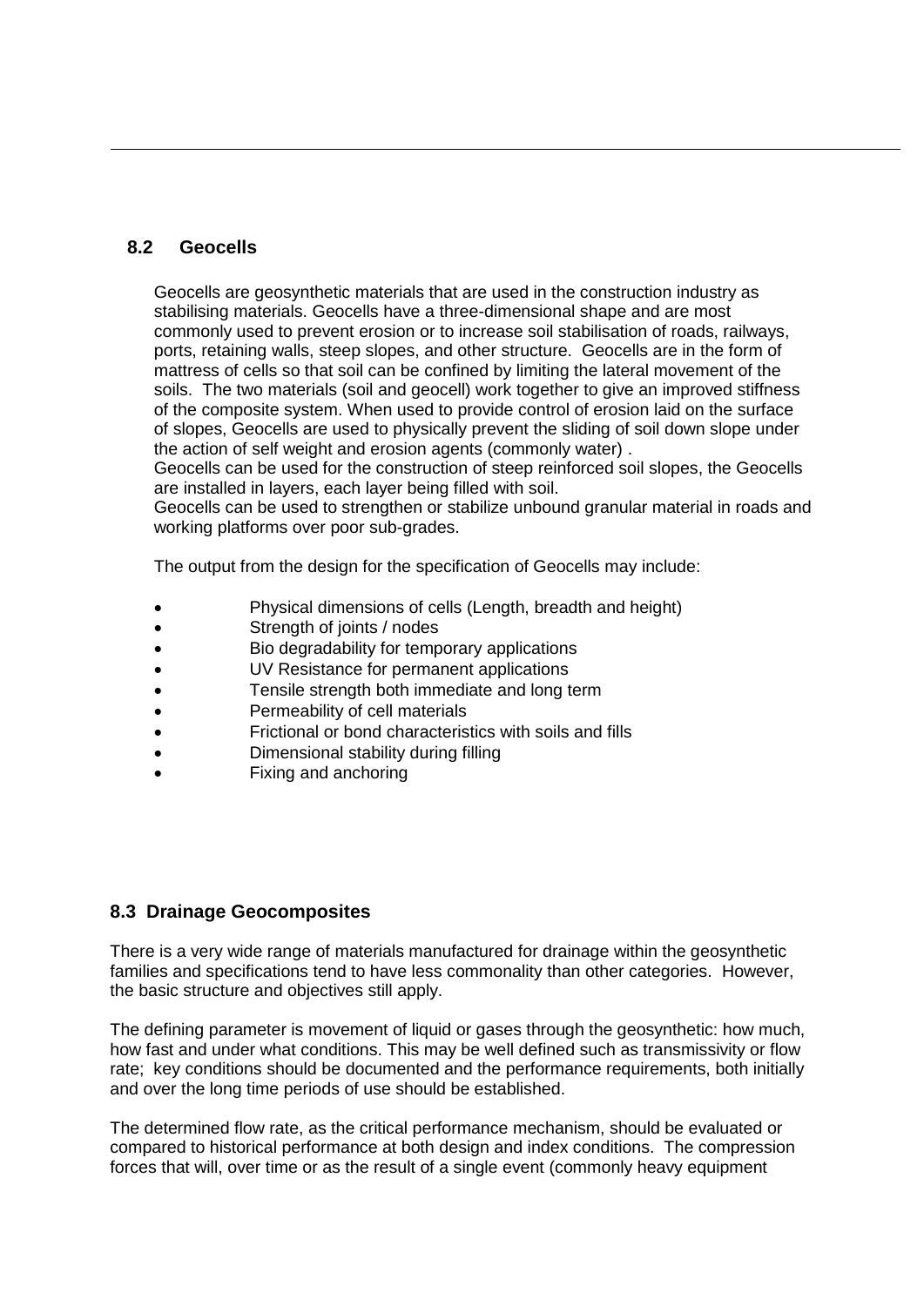## 8.2 Geocells

Geocells are geosynthetic materials that are used in the construction industry as stabilising materials. Geocells have a three-dimensional shape and are most commonly used to prevent erosion or to increase soil stabilisation of roads, railways, ports, retaining walls, steep slopes, and other structure. Geocells are in the form of mattress of cells so that soil can be confined by limiting the lateral movement of the soils. The two materials (soil and geocell) work together to give an improved stiffness of the composite system. When used to provide control of erosion laid on the surface of slopes, Geocells are used to physically prevent the sliding of soil down slope under the action of self weight and erosion agents (commonly water) .

Geocells can be used for the construction of steep reinforced soil slopes, the Geocells are installed in layers, each layer being filled with soil.

Geocells can be used to strengthen or stabilize unbound granular material in roads and working platforms over poor sub-grades.

The output from the design for the specification of Geocells may include:

- Physical dimensions of cells (Length, breadth and height)
- Strength of joints / nodes
- Bio degradability for temporary applications
- UV Resistance for permanent applications
- Tensile strength both immediate and long term
- Permeability of cell materials
- Frictional or bond characteristics with soils and fills
- Dimensional stability during filling
- Fixing and anchoring

## 8.3 Drainage Geocomposites

There is a very wide range of materials manufactured for drainage within the geosynthetic families and specifications tend to have less commonality than other categories. However, the basic structure and objectives still apply.

The defining parameter is movement of liquid or gases through the geosynthetic: how much, how fast and under what conditions. This may be well defined such as transmissivity or flow rate; key conditions should be documented and the performance requirements, both initially and over the long time periods of use should be established.

The determined flow rate, as the critical performance mechanism, should be evaluated or compared to historical performance at both design and index conditions. The compression forces that will, over time or as the result of a single event (commonly heavy equipment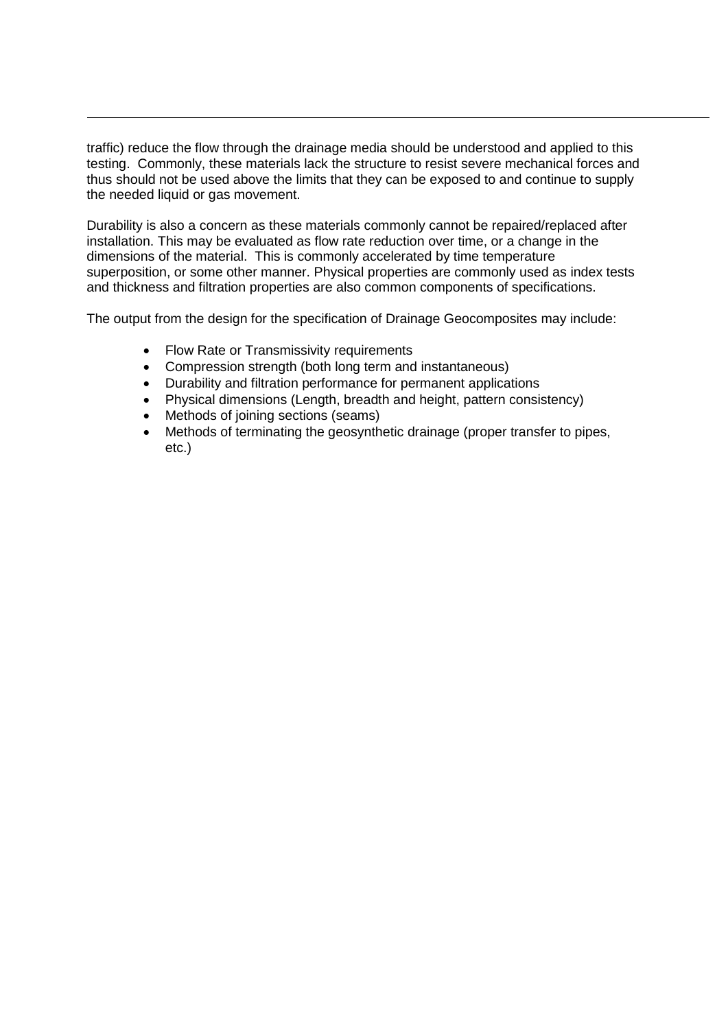traffic) reduce the flow through the drainage media should be understood and applied to this testing. Commonly, these materials lack the structure to resist severe mechanical forces and thus should not be used above the limits that they can be exposed to and continue to supply the needed liquid or gas movement.

Durability is also a concern as these materials commonly cannot be repaired/replaced after installation. This may be evaluated as flow rate reduction over time, or a change in the dimensions of the material. This is commonly accelerated by time temperature superposition, or some other manner. Physical properties are commonly used as index tests and thickness and filtration properties are also common components of specifications.

The output from the design for the specification of Drainage Geocomposites may include:

- Flow Rate or Transmissivity requirements
- Compression strength (both long term and instantaneous)
- Durability and filtration performance for permanent applications
- Physical dimensions (Length, breadth and height, pattern consistency)
- Methods of joining sections (seams)
- Methods of terminating the geosynthetic drainage (proper transfer to pipes, etc.)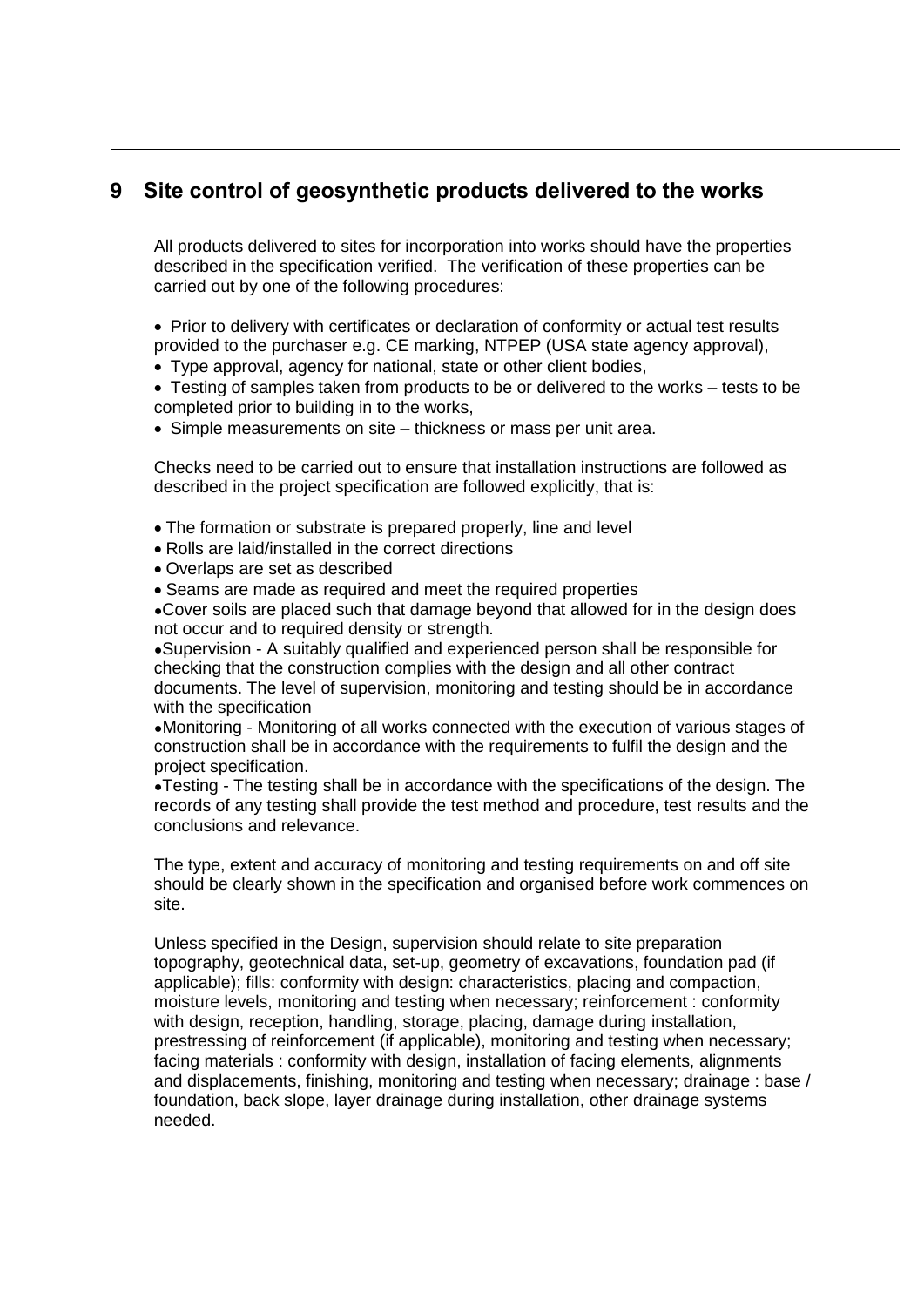# 9 Site control of geosynthetic products delivered to the works

All products delivered to sites for incorporation into works should have the properties described in the specification verified. The verification of these properties can be carried out by one of the following procedures:

- Prior to delivery with certificates or declaration of conformity or actual test results provided to the purchaser e.g. CE marking, NTPEP (USA state agency approval),
- Type approval, agency for national, state or other client bodies,
- Testing of samples taken from products to be or delivered to the works – tests to be completed prior to building in to the works,
- Simple measurements on site – thickness or mass per unit area.

Checks need to be carried out to ensure that installation instructions are followed as described in the project specification are followed explicitly, that is:

- The formation or substrate is prepared properly, line and level
- Rolls are laid/installed in the correct directions
- Overlaps are set as described
- Seams are made as required and meet the required properties
- Cover soils are placed such that damage beyond that allowed for in the design does not occur and to required density or strength.
- Supervision - A suitably qualified and experienced person shall be responsible for checking that the construction complies with the design and all other contract documents. The level of supervision, monitoring and testing should be in accordance with the specification
- Monitoring - Monitoring of all works connected with the execution of various stages of construction shall be in accordance with the requirements to fulfil the design and the project specification.
- Testing - The testing shall be in accordance with the specifications of the design. The records of any testing shall provide the test method and procedure, test results and the conclusions and relevance.

The type, extent and accuracy of monitoring and testing requirements on and off site should be clearly shown in the specification and organised before work commences on site.

Unless specified in the Design, supervision should relate to site preparation topography, geotechnical data, set-up, geometry of excavations, foundation pad (if applicable); fills: conformity with design: characteristics, placing and compaction, moisture levels, monitoring and testing when necessary; reinforcement : conformity with design, reception, handling, storage, placing, damage during installation, prestressing of reinforcement (if applicable), monitoring and testing when necessary; facing materials : conformity with design, installation of facing elements, alignments and displacements, finishing, monitoring and testing when necessary; drainage : base / foundation, back slope, layer drainage during installation, other drainage systems needed.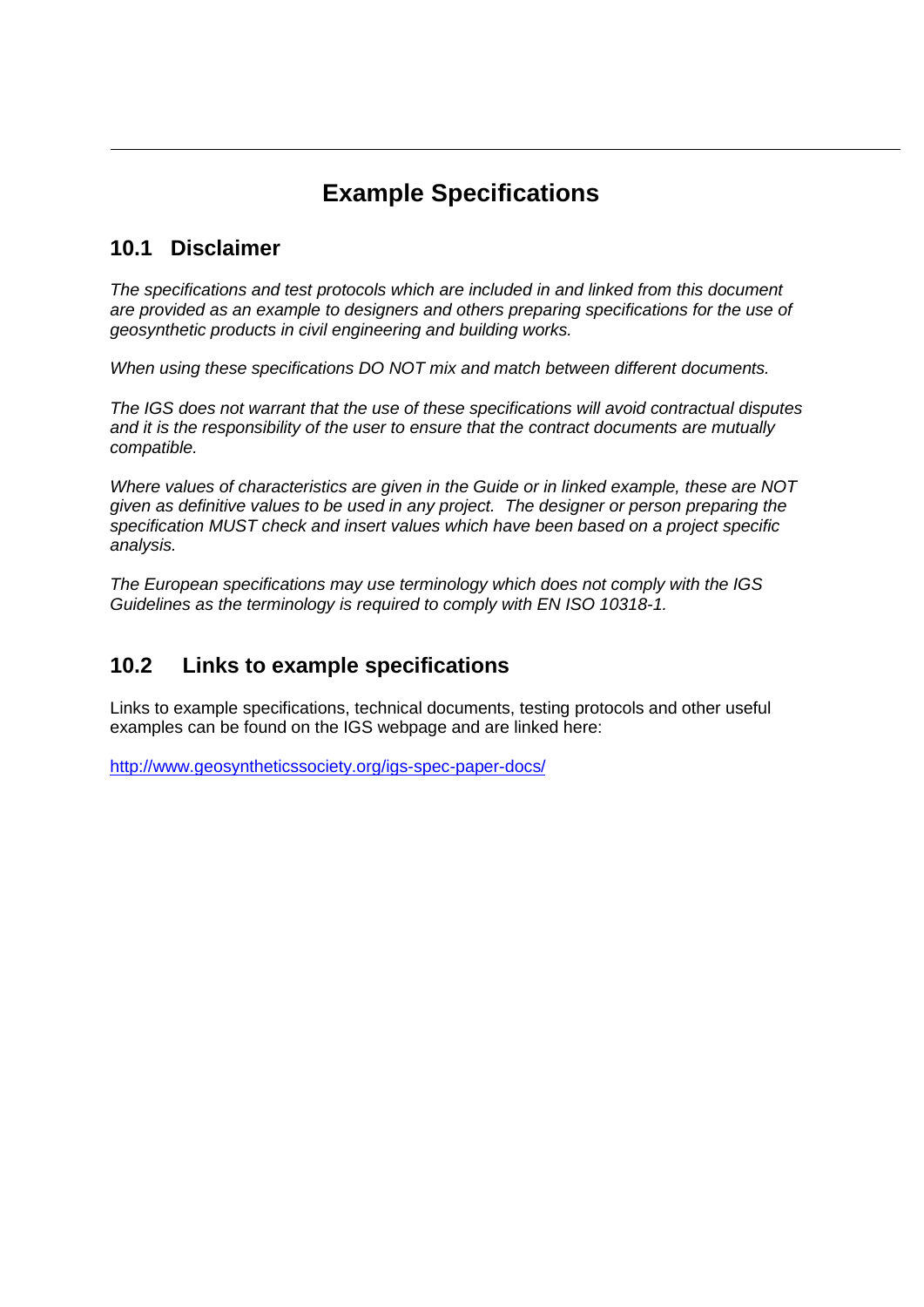# Example Specifications

## 10.1 Disclaimer

*The specifications and test protocols which are included in and linked from this document are provided as an example to designers and others preparing specifications for the use of geosynthetic products in civil engineering and building works.*

*When using these specifications DO NOT mix and match between different documents.*

*The IGS does not warrant that the use of these specifications will avoid contractual disputes and it is the responsibility of the user to ensure that the contract documents are mutually compatible.*

*Where values of characteristics are given in the Guide or in linked example, these are NOT given as definitive values to be used in any project. The designer or person preparing the specification MUST check and insert values which have been based on a project specific analysis.*

*The European specifications may use terminology which does not comply with the IGS Guidelines as the terminology is required to comply with EN ISO 10318-1.*

## 10.2 Links to example specifications

Links to example specifications, technical documents, testing protocols and other useful examples can be found on the IGS webpage and are linked here:

http://www.geosyntheticssociety.org/igs-spec-paper-docs/